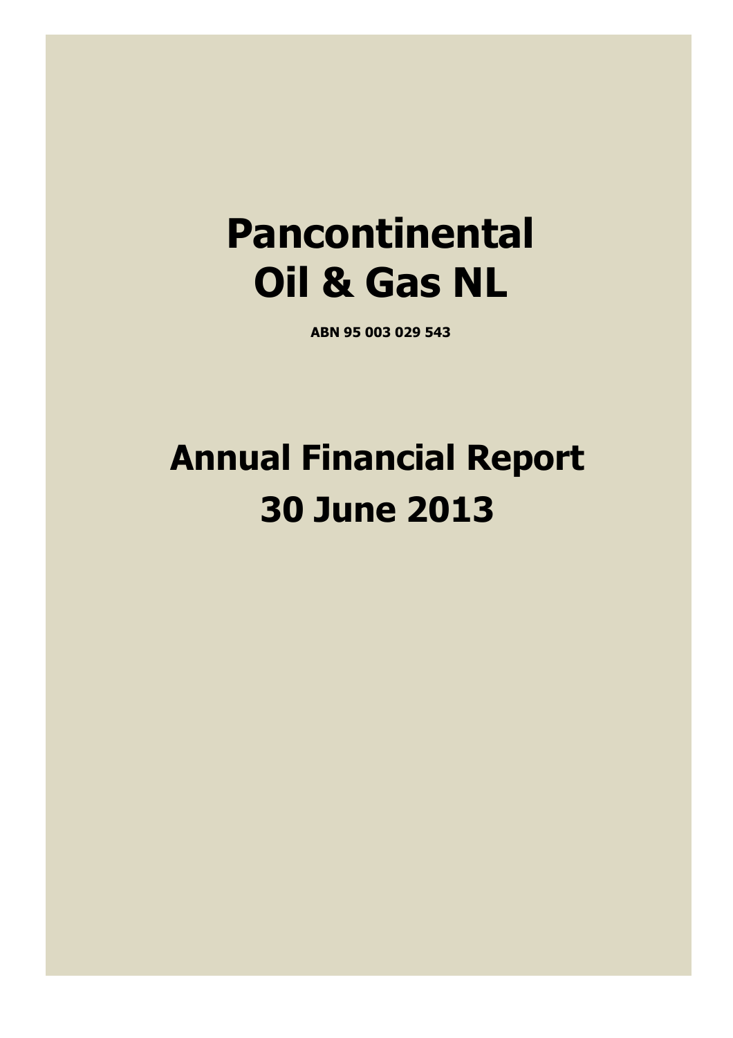# Pancontinental Oil & Gas NL

**ABN 95 003 029 543**

# Annual Financial Report 30 June 2013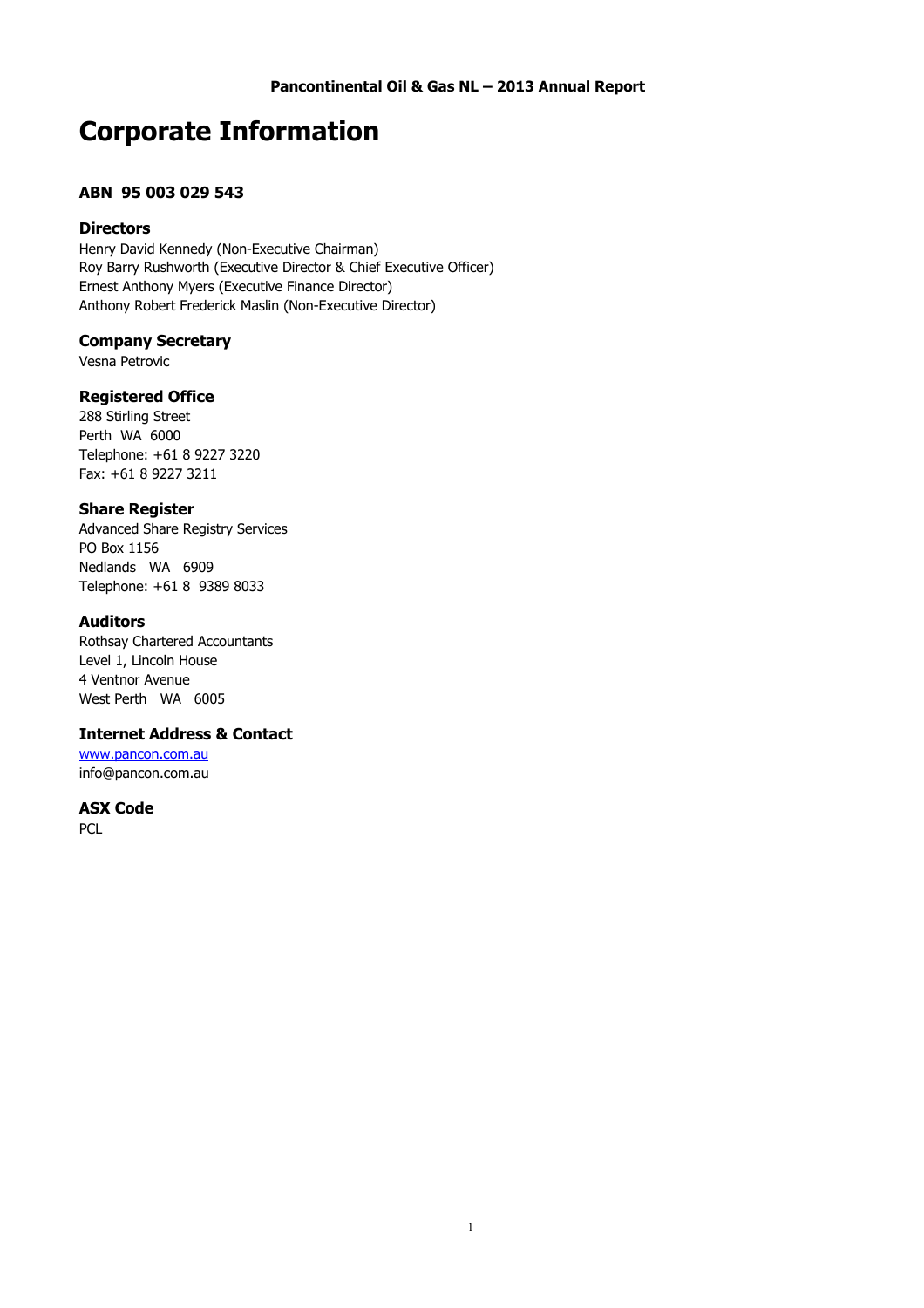# Corporate Information

### ABN 95 003 029 543

### Directors

Henry David Kennedy (Non-Executive Chairman)
Roy Barry Rushworth (Executive Director & Chief Executive Officer)
Ernest Anthony Myers (Executive Finance Director)
Anthony Robert Frederick Maslin (Non-Executive Director)

### Company Secretary

Vesna Petrovic

### Registered Office

288 Stirling Street
Perth WA 6000
Telephone: +61 8 9227 3220
Fax: +61 8 9227 3211

### Share Register

Advanced Share Registry Services
PO Box 1156
Nedlands WA 6909
Telephone: +61 8 9389 8033

### Auditors

Rothsay Chartered Accountants
Level 1, Lincoln House
4 Ventnor Avenue
West Perth WA 6005

### Internet Address & Contact

www.pancon.com.au
info@pancon.com.au

### ASX Code

PCL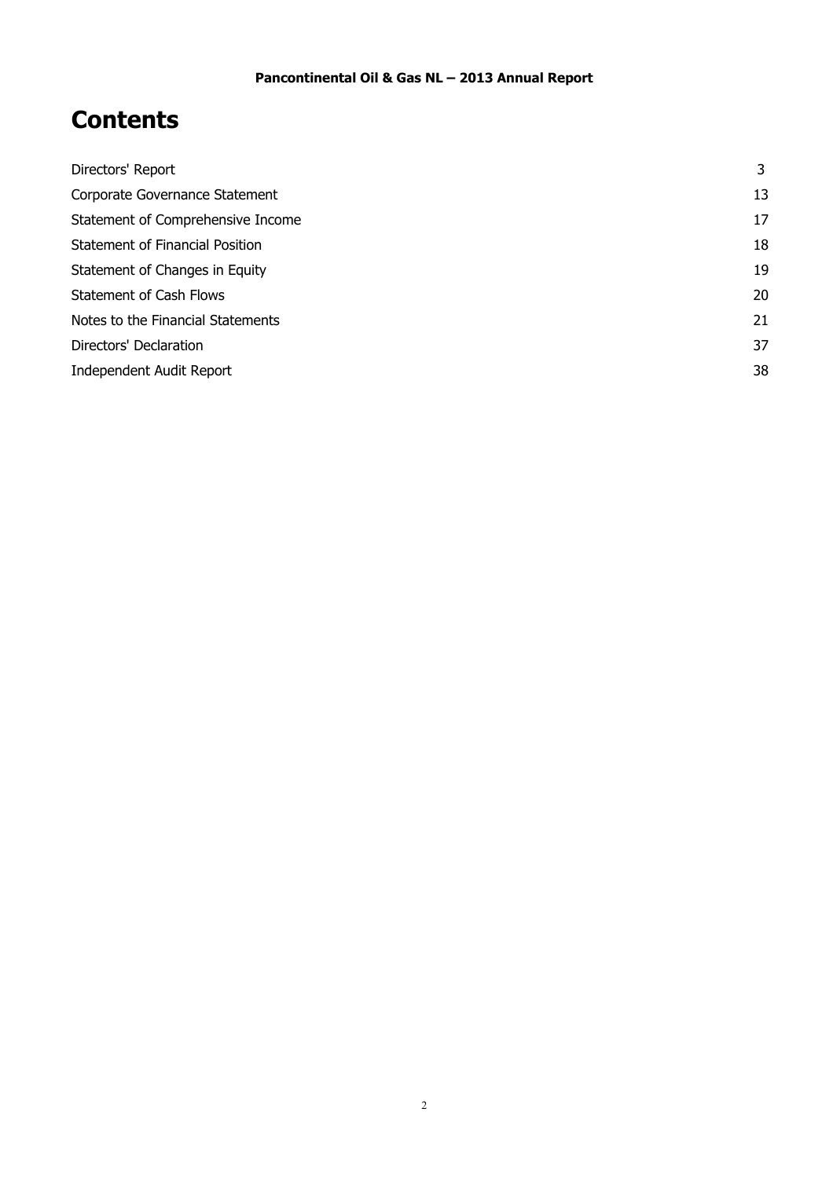# Contents

| | |
|---|---|
| Directors' Report | 3 |
| Corporate Governance Statement | 13 |
| Statement of Comprehensive Income | 17 |
| Statement of Financial Position | 18 |
| Statement of Changes in Equity | 19 |
| Statement of Cash Flows | 20 |
| Notes to the Financial Statements | 21 |
| Directors' Declaration | 37 |
| Independent Audit Report | 38 |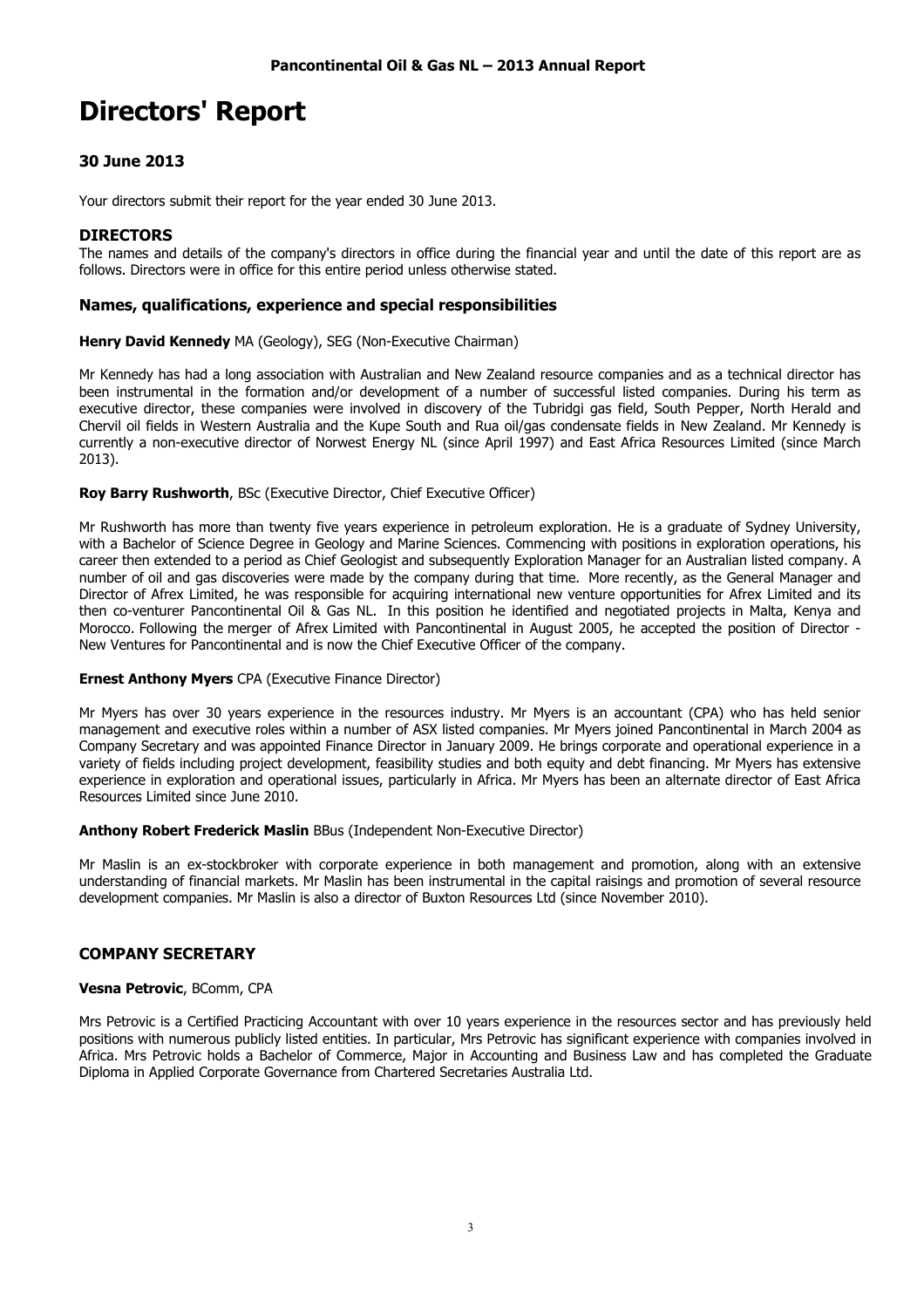# Directors' Report

## 30 June 2013

Your directors submit their report for the year ended 30 June 2013.

### DIRECTORS

The names and details of the company's directors in office during the financial year and until the date of this report are as follows. Directors were in office for this entire period unless otherwise stated.

### Names, qualifications, experience and special responsibilities

**Henry David Kennedy** MA (Geology), SEG (Non-Executive Chairman)

Mr Kennedy has had a long association with Australian and New Zealand resource companies and as a technical director has been instrumental in the formation and/or development of a number of successful listed companies. During his term as executive director, these companies were involved in discovery of the Tubridgi gas field, South Pepper, North Herald and Chervil oil fields in Western Australia and the Kupe South and Rua oil/gas condensate fields in New Zealand. Mr Kennedy is currently a non-executive director of Norwest Energy NL (since April 1997) and East Africa Resources Limited (since March 2013).

**Roy Barry Rushworth**, BSc (Executive Director, Chief Executive Officer)

Mr Rushworth has more than twenty five years experience in petroleum exploration. He is a graduate of Sydney University, with a Bachelor of Science Degree in Geology and Marine Sciences. Commencing with positions in exploration operations, his career then extended to a period as Chief Geologist and subsequently Exploration Manager for an Australian listed company. A number of oil and gas discoveries were made by the company during that time. More recently, as the General Manager and Director of Afrex Limited, he was responsible for acquiring international new venture opportunities for Afrex Limited and its then co-venturer Pancontinental Oil & Gas NL. In this position he identified and negotiated projects in Malta, Kenya and Morocco. Following the merger of Afrex Limited with Pancontinental in August 2005, he accepted the position of Director - New Ventures for Pancontinental and is now the Chief Executive Officer of the company.

**Ernest Anthony Myers** CPA (Executive Finance Director)

Mr Myers has over 30 years experience in the resources industry. Mr Myers is an accountant (CPA) who has held senior management and executive roles within a number of ASX listed companies. Mr Myers joined Pancontinental in March 2004 as Company Secretary and was appointed Finance Director in January 2009. He brings corporate and operational experience in a variety of fields including project development, feasibility studies and both equity and debt financing. Mr Myers has extensive experience in exploration and operational issues, particularly in Africa. Mr Myers has been an alternate director of East Africa Resources Limited since June 2010.

**Anthony Robert Frederick Maslin** BBus (Independent Non-Executive Director)

Mr Maslin is an ex-stockbroker with corporate experience in both management and promotion, along with an extensive understanding of financial markets. Mr Maslin has been instrumental in the capital raisings and promotion of several resource development companies. Mr Maslin is also a director of Buxton Resources Ltd (since November 2010).

### COMPANY SECRETARY

**Vesna Petrovic**, BComm, CPA

Mrs Petrovic is a Certified Practicing Accountant with over 10 years experience in the resources sector and has previously held positions with numerous publicly listed entities. In particular, Mrs Petrovic has significant experience with companies involved in Africa. Mrs Petrovic holds a Bachelor of Commerce, Major in Accounting and Business Law and has completed the Graduate Diploma in Applied Corporate Governance from Chartered Secretaries Australia Ltd.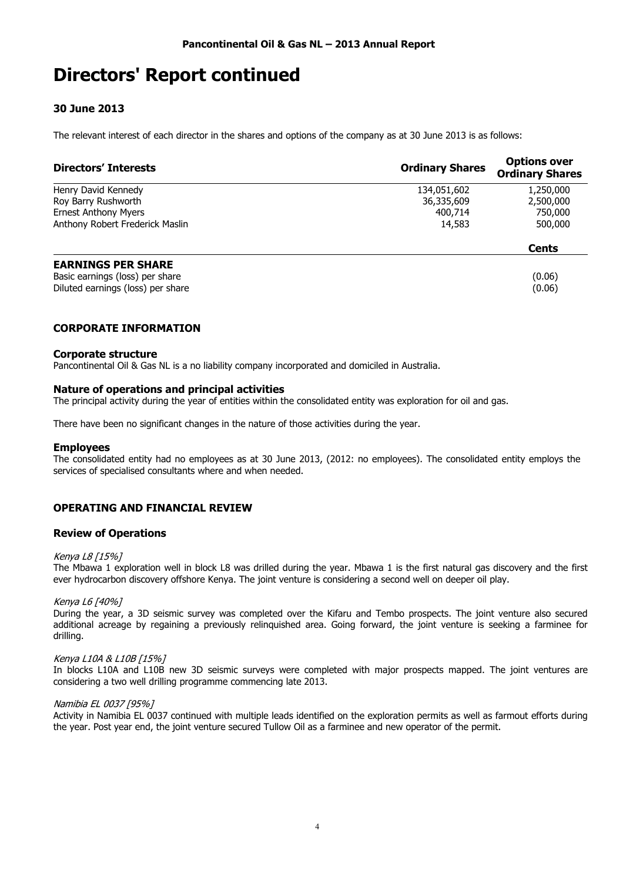# Directors' Report continued

### 30 June 2013

The relevant interest of each director in the shares and options of the company as at 30 June 2013 is as follows:

| Directors' Interests | Ordinary Shares | Options over Ordinary Shares |
|---|---|---|
| Henry David Kennedy | 134,051,602 | 1,250,000 |
| Roy Barry Rushworth | 36,335,609 | 2,500,000 |
| Ernest Anthony Myers | 400,714 | 750,000 |
| Anthony Robert Frederick Maslin | 14,583 | 500,000 |

| | Cents |
|---|---|
| **EARNINGS PER SHARE** | |
| Basic earnings (loss) per share | (0.06) |
| Diluted earnings (loss) per share | (0.06) |

## CORPORATE INFORMATION

### Corporate structure

Pancontinental Oil & Gas NL is a no liability company incorporated and domiciled in Australia.

### Nature of operations and principal activities

The principal activity during the year of entities within the consolidated entity was exploration for oil and gas.

There have been no significant changes in the nature of those activities during the year.

### Employees

The consolidated entity had no employees as at 30 June 2013, (2012: no employees). The consolidated entity employs the services of specialised consultants where and when needed.

## OPERATING AND FINANCIAL REVIEW

### Review of Operations

*Kenya L8 [15%]*

The Mbawa 1 exploration well in block L8 was drilled during the year. Mbawa 1 is the first natural gas discovery and the first ever hydrocarbon discovery offshore Kenya. The joint venture is considering a second well on deeper oil play.

*Kenya L6 [40%]*

During the year, a 3D seismic survey was completed over the Kifaru and Tembo prospects. The joint venture also secured additional acreage by regaining a previously relinquished area. Going forward, the joint venture is seeking a farminee for drilling.

*Kenya L10A & L10B [15%]*

In blocks L10A and L10B new 3D seismic surveys were completed with major prospects mapped. The joint ventures are considering a two well drilling programme commencing late 2013.

*Namibia EL 0037 [95%]*

Activity in Namibia EL 0037 continued with multiple leads identified on the exploration permits as well as farmout efforts during the year. Post year end, the joint venture secured Tullow Oil as a farminee and new operator of the permit.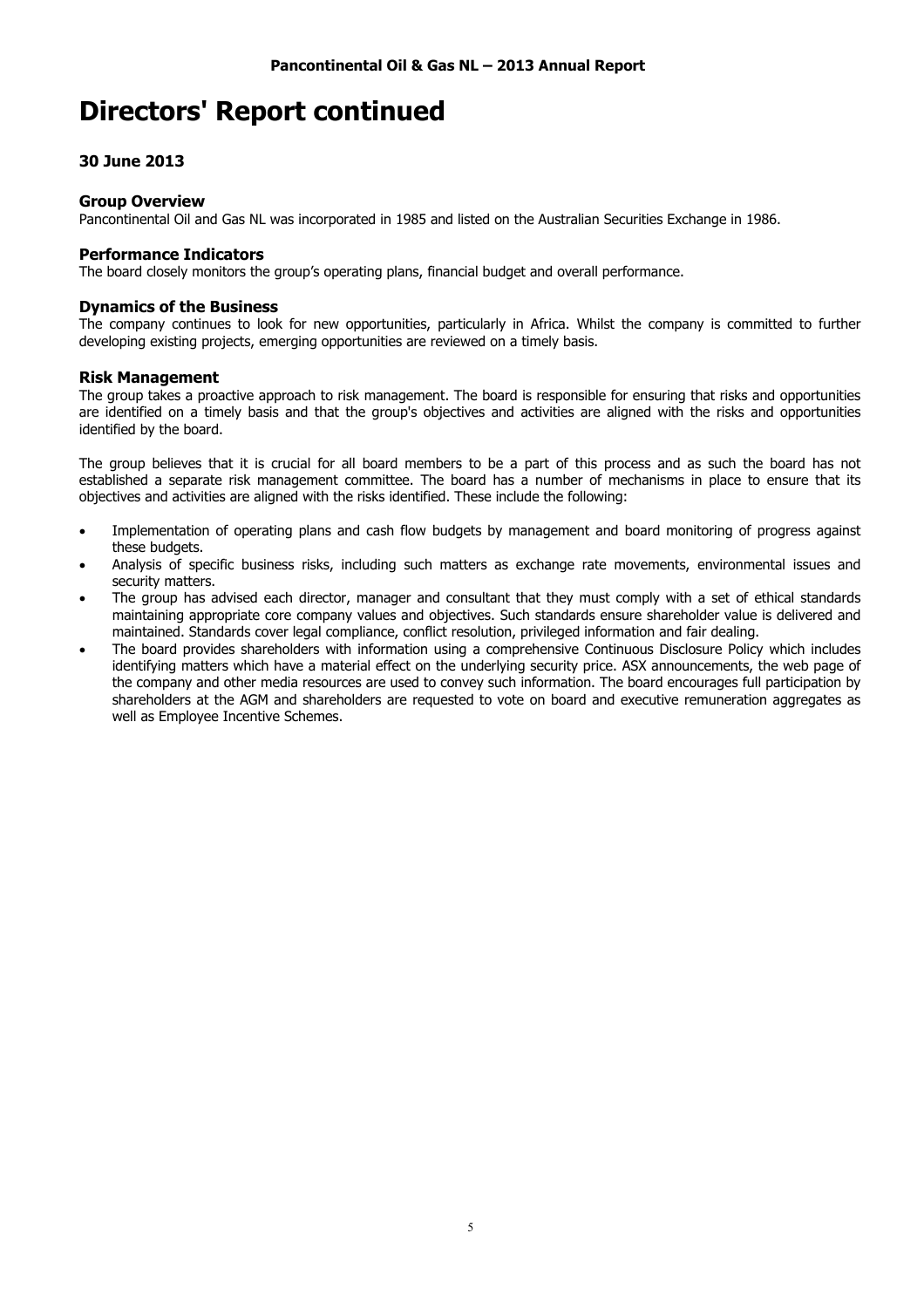# Directors' Report continued

### 30 June 2013

### Group Overview

Pancontinental Oil and Gas NL was incorporated in 1985 and listed on the Australian Securities Exchange in 1986.

### Performance Indicators

The board closely monitors the group's operating plans, financial budget and overall performance.

### Dynamics of the Business

The company continues to look for new opportunities, particularly in Africa. Whilst the company is committed to further developing existing projects, emerging opportunities are reviewed on a timely basis.

### Risk Management

The group takes a proactive approach to risk management. The board is responsible for ensuring that risks and opportunities are identified on a timely basis and that the group's objectives and activities are aligned with the risks and opportunities identified by the board.

The group believes that it is crucial for all board members to be a part of this process and as such the board has not established a separate risk management committee. The board has a number of mechanisms in place to ensure that its objectives and activities are aligned with the risks identified. These include the following:

- Implementation of operating plans and cash flow budgets by management and board monitoring of progress against these budgets.
- Analysis of specific business risks, including such matters as exchange rate movements, environmental issues and security matters.
- The group has advised each director, manager and consultant that they must comply with a set of ethical standards maintaining appropriate core company values and objectives. Such standards ensure shareholder value is delivered and maintained. Standards cover legal compliance, conflict resolution, privileged information and fair dealing.
- The board provides shareholders with information using a comprehensive Continuous Disclosure Policy which includes identifying matters which have a material effect on the underlying security price. ASX announcements, the web page of the company and other media resources are used to convey such information. The board encourages full participation by shareholders at the AGM and shareholders are requested to vote on board and executive remuneration aggregates as well as Employee Incentive Schemes.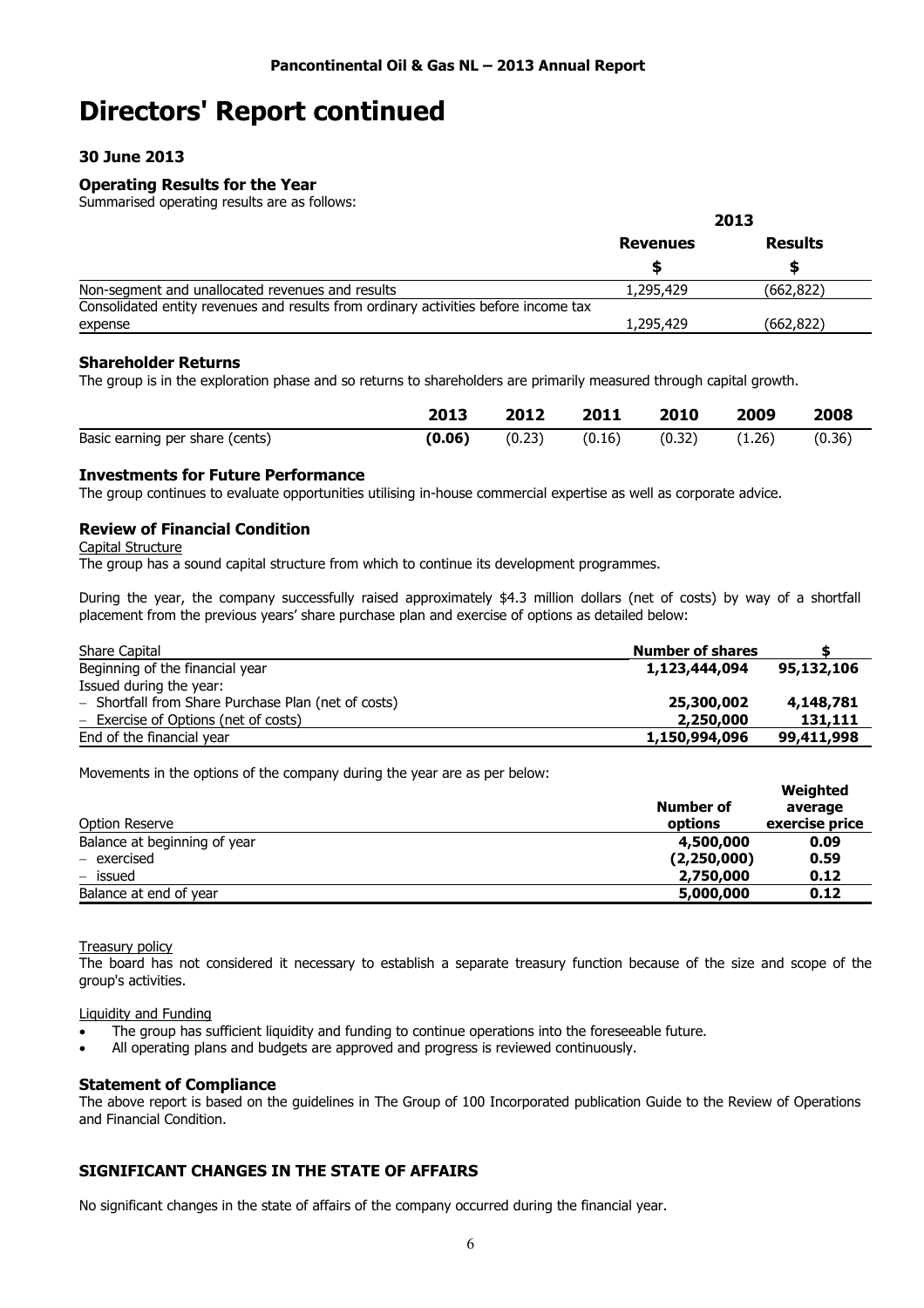# Directors' Report continued

### 30 June 2013

### Operating Results for the Year

Summarised operating results are as follows:

| | 2013 | |
|---|---|---|
| | **Revenues** | **Results** |
| | **$** | **$** |
| Non-segment and unallocated revenues and results | 1,295,429 | (662,822) |
| Consolidated entity revenues and results from ordinary activities before income tax expense | 1,295,429 | (662,822) |

### Shareholder Returns

The group is in the exploration phase and so returns to shareholders are primarily measured through capital growth.

| | 2013 | 2012 | 2011 | 2010 | 2009 | 2008 |
|---|---|---|---|---|---|---|
| Basic earning per share (cents) | **(0.06)** | (0.23) | (0.16) | (0.32) | (1.26) | (0.36) |

### Investments for Future Performance

The group continues to evaluate opportunities utilising in-house commercial expertise as well as corporate advice.

### Review of Financial Condition

Capital Structure

The group has a sound capital structure from which to continue its development programmes.

During the year, the company successfully raised approximately $4.3 million dollars (net of costs) by way of a shortfall placement from the previous years' share purchase plan and exercise of options as detailed below:

| Share Capital | Number of shares | $ |
|---|---|---|
| Beginning of the financial year | **1,123,444,094** | **95,132,106** |
| Issued during the year: | | |
| − Shortfall from Share Purchase Plan (net of costs) | **25,300,002** | **4,148,781** |
| − Exercise of Options (net of costs) | **2,250,000** | **131,111** |
| End of the financial year | **1,150,994,096** | **99,411,998** |

Movements in the options of the company during the year are as per below:

| Option Reserve | Number of options | Weighted average exercise price |
|---|---|---|
| Balance at beginning of year | **4,500,000** | **0.09** |
| − exercised | **(2,250,000)** | **0.59** |
| − issued | **2,750,000** | **0.12** |
| Balance at end of year | **5,000,000** | **0.12** |

Treasury policy

The board has not considered it necessary to establish a separate treasury function because of the size and scope of the group's activities.

Liquidity and Funding

- The group has sufficient liquidity and funding to continue operations into the foreseeable future.
- All operating plans and budgets are approved and progress is reviewed continuously.

### Statement of Compliance

The above report is based on the guidelines in The Group of 100 Incorporated publication Guide to the Review of Operations and Financial Condition.

## SIGNIFICANT CHANGES IN THE STATE OF AFFAIRS

No significant changes in the state of affairs of the company occurred during the financial year.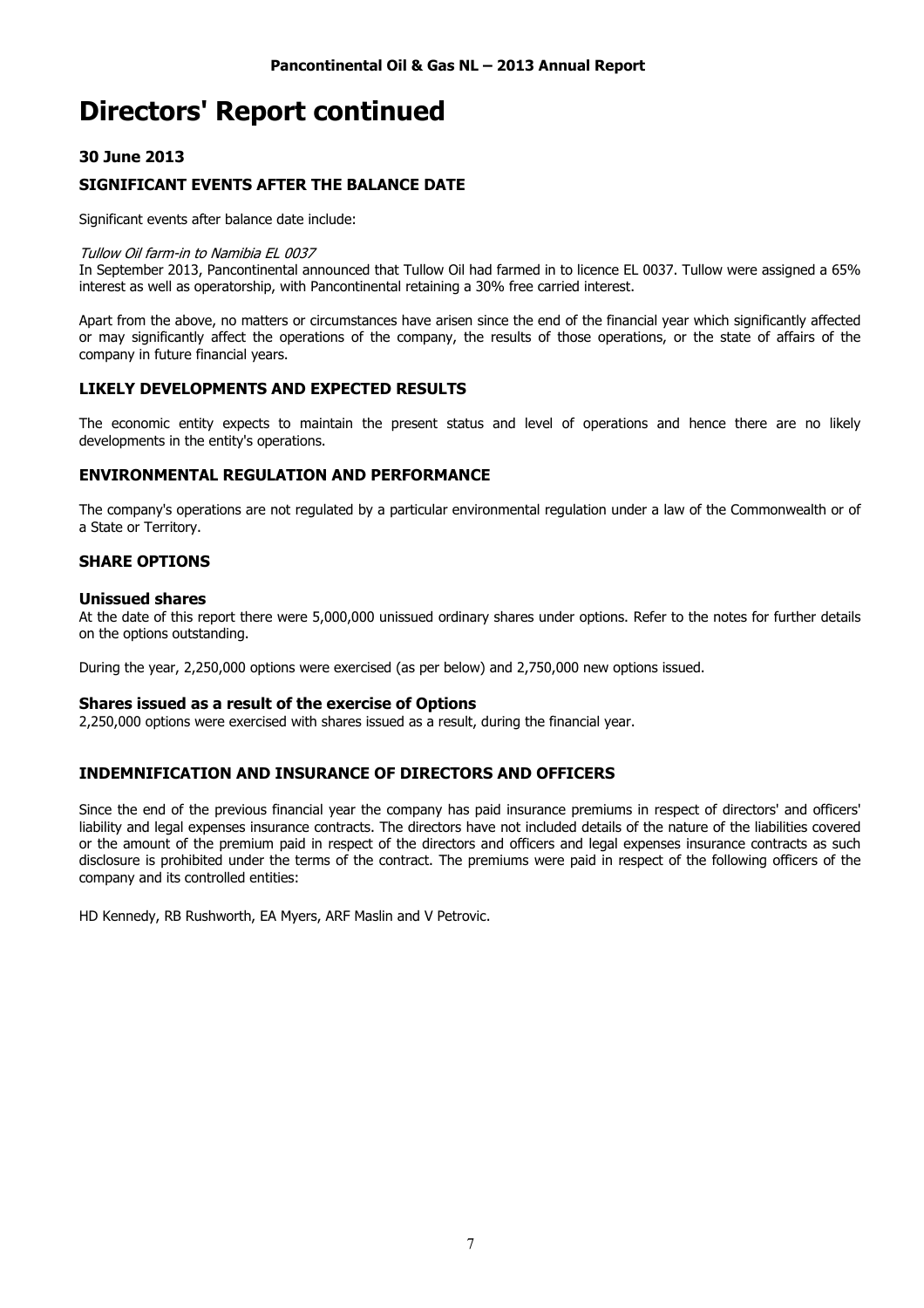# Directors' Report continued

**30 June 2013**

## SIGNIFICANT EVENTS AFTER THE BALANCE DATE

Significant events after balance date include:

*Tullow Oil farm-in to Namibia EL 0037*

In September 2013, Pancontinental announced that Tullow Oil had farmed in to licence EL 0037. Tullow were assigned a 65% interest as well as operatorship, with Pancontinental retaining a 30% free carried interest.

Apart from the above, no matters or circumstances have arisen since the end of the financial year which significantly affected or may significantly affect the operations of the company, the results of those operations, or the state of affairs of the company in future financial years.

## LIKELY DEVELOPMENTS AND EXPECTED RESULTS

The economic entity expects to maintain the present status and level of operations and hence there are no likely developments in the entity's operations.

## ENVIRONMENTAL REGULATION AND PERFORMANCE

The company's operations are not regulated by a particular environmental regulation under a law of the Commonwealth or of a State or Territory.

## SHARE OPTIONS

### Unissued shares

At the date of this report there were 5,000,000 unissued ordinary shares under options. Refer to the notes for further details on the options outstanding.

During the year, 2,250,000 options were exercised (as per below) and 2,750,000 new options issued.

### Shares issued as a result of the exercise of Options

2,250,000 options were exercised with shares issued as a result, during the financial year.

## INDEMNIFICATION AND INSURANCE OF DIRECTORS AND OFFICERS

Since the end of the previous financial year the company has paid insurance premiums in respect of directors' and officers' liability and legal expenses insurance contracts. The directors have not included details of the nature of the liabilities covered or the amount of the premium paid in respect of the directors and officers and legal expenses insurance contracts as such disclosure is prohibited under the terms of the contract. The premiums were paid in respect of the following officers of the company and its controlled entities:

HD Kennedy, RB Rushworth, EA Myers, ARF Maslin and V Petrovic.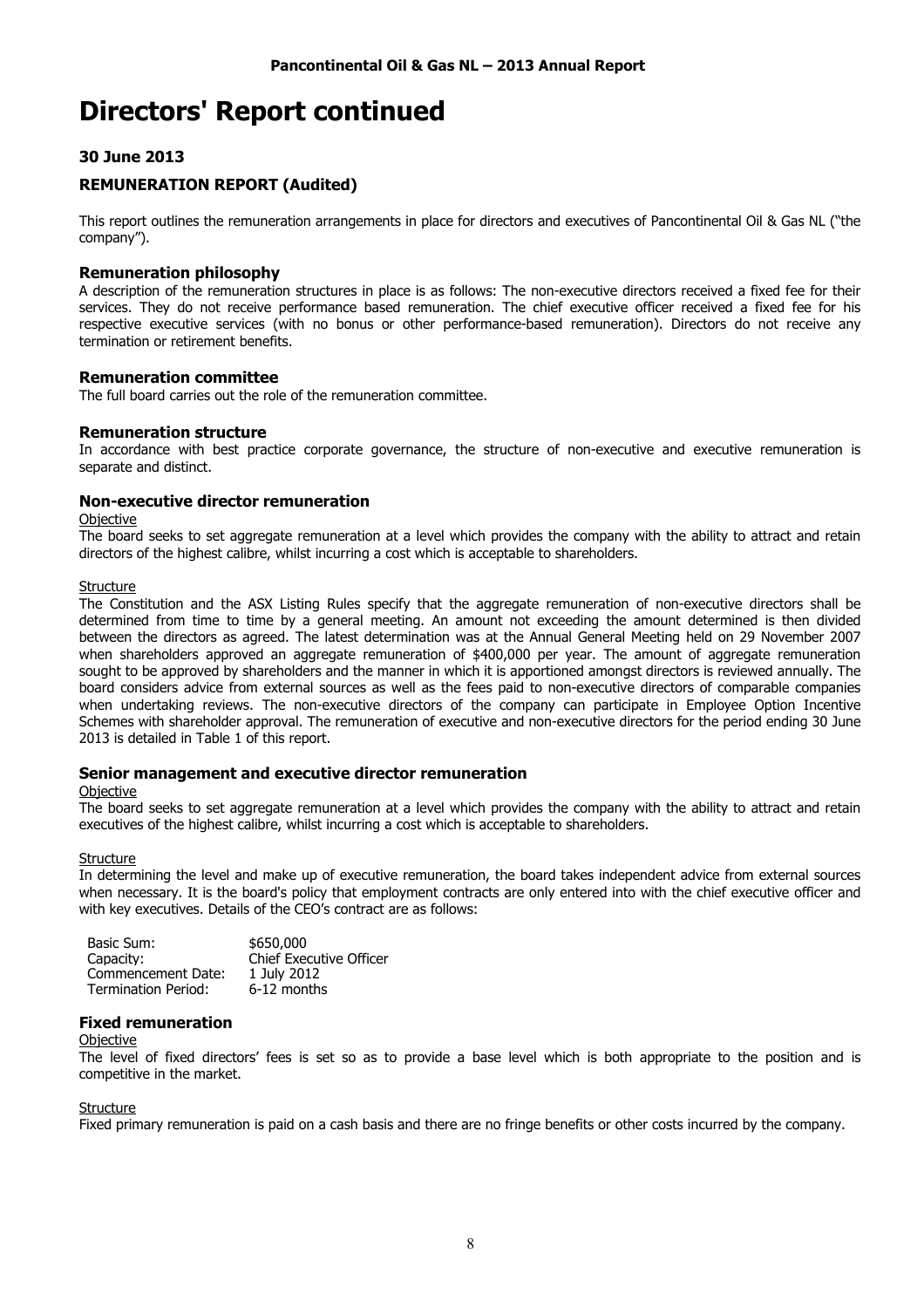# Directors' Report continued

## 30 June 2013

## REMUNERATION REPORT (Audited)

This report outlines the remuneration arrangements in place for directors and executives of Pancontinental Oil & Gas NL ("the company").

### Remuneration philosophy

A description of the remuneration structures in place is as follows: The non-executive directors received a fixed fee for their services. They do not receive performance based remuneration. The chief executive officer received a fixed fee for his respective executive services (with no bonus or other performance-based remuneration). Directors do not receive any termination or retirement benefits.

### Remuneration committee

The full board carries out the role of the remuneration committee.

### Remuneration structure

In accordance with best practice corporate governance, the structure of non-executive and executive remuneration is separate and distinct.

### Non-executive director remuneration

Objective

The board seeks to set aggregate remuneration at a level which provides the company with the ability to attract and retain directors of the highest calibre, whilst incurring a cost which is acceptable to shareholders.

Structure

The Constitution and the ASX Listing Rules specify that the aggregate remuneration of non-executive directors shall be determined from time to time by a general meeting. An amount not exceeding the amount determined is then divided between the directors as agreed. The latest determination was at the Annual General Meeting held on 29 November 2007 when shareholders approved an aggregate remuneration of $400,000 per year. The amount of aggregate remuneration sought to be approved by shareholders and the manner in which it is apportioned amongst directors is reviewed annually. The board considers advice from external sources as well as the fees paid to non-executive directors of comparable companies when undertaking reviews. The non-executive directors of the company can participate in Employee Option Incentive Schemes with shareholder approval. The remuneration of executive and non-executive directors for the period ending 30 June 2013 is detailed in Table 1 of this report.

### Senior management and executive director remuneration

Objective

The board seeks to set aggregate remuneration at a level which provides the company with the ability to attract and retain executives of the highest calibre, whilst incurring a cost which is acceptable to shareholders.

Structure

In determining the level and make up of executive remuneration, the board takes independent advice from external sources when necessary. It is the board's policy that employment contracts are only entered into with the chief executive officer and with key executives. Details of the CEO's contract are as follows:

| | |
|---|---|
| Basic Sum: | $650,000 |
| Capacity: | Chief Executive Officer |
| Commencement Date: | 1 July 2012 |
| Termination Period: | 6-12 months |

### Fixed remuneration

Objective

The level of fixed directors' fees is set so as to provide a base level which is both appropriate to the position and is competitive in the market.

Structure

Fixed primary remuneration is paid on a cash basis and there are no fringe benefits or other costs incurred by the company.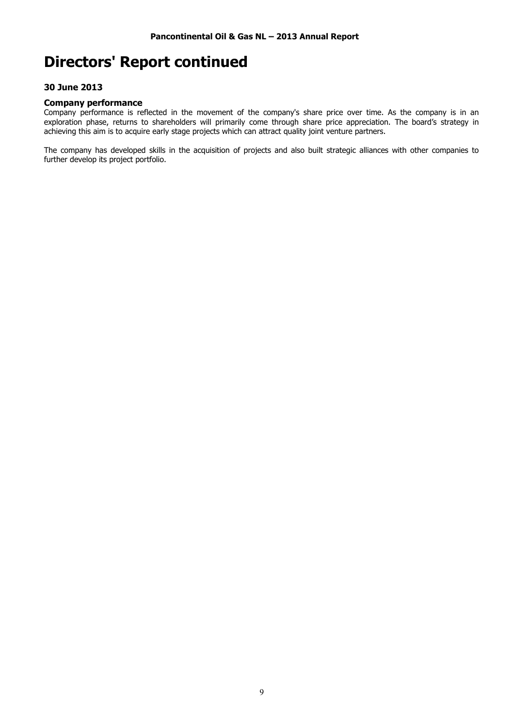# Directors' Report continued

### 30 June 2013

### Company performance

Company performance is reflected in the movement of the company's share price over time. As the company is in an exploration phase, returns to shareholders will primarily come through share price appreciation. The board's strategy in achieving this aim is to acquire early stage projects which can attract quality joint venture partners.

The company has developed skills in the acquisition of projects and also built strategic alliances with other companies to further develop its project portfolio.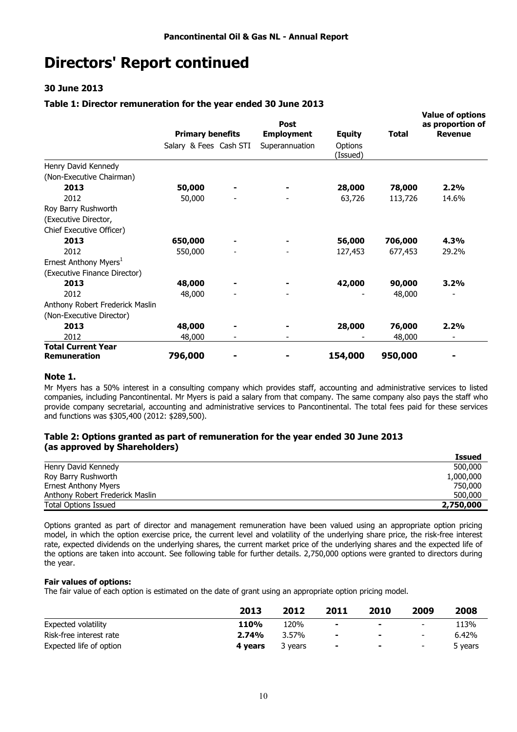# Directors' Report continued

### 30 June 2013

### Table 1: Director remuneration for the year ended 30 June 2013

| | Primary benefits | | Post Employment | Equity | Total | Value of options as proportion of Revenue |
|---|---|---|---|---|---|---|
| | Salary & Fees | Cash STI | Superannuation | Options (Issued) | | |
| Henry David Kennedy | | | | | | |
| (Non-Executive Chairman) | | | | | | |
| **2013** | **50,000** | **-** | **-** | **28,000** | **78,000** | **2.2%** |
| 2012 | 50,000 | - | - | 63,726 | 113,726 | 14.6% |
| Roy Barry Rushworth | | | | | | |
| (Executive Director, | | | | | | |
| Chief Executive Officer) | | | | | | |
| **2013** | **650,000** | **-** | **-** | **56,000** | **706,000** | **4.3%** |
| 2012 | 550,000 | - | - | 127,453 | 677,453 | 29.2% |
| Ernest Anthony Myers[1] | | | | | | |
| (Executive Finance Director) | | | | | | |
| **2013** | **48,000** | **-** | **-** | **42,000** | **90,000** | **3.2%** |
| 2012 | 48,000 | - | - | - | 48,000 | - |
| Anthony Robert Frederick Maslin | | | | | | |
| (Non-Executive Director) | | | | | | |
| **2013** | **48,000** | **-** | **-** | **28,000** | **76,000** | **2.2%** |
| 2012 | 48,000 | - | - | - | 48,000 | - |
| **Total Current Year Remuneration** | **796,000** | **-** | **-** | **154,000** | **950,000** | **-** |

### Note 1.

Mr Myers has a 50% interest in a consulting company which provides staff, accounting and administrative services to listed companies, including Pancontinental. Mr Myers is paid a salary from that company. The same company also pays the staff who provide company secretarial, accounting and administrative services to Pancontinental. The total fees paid for these services and functions was $305,400 (2012: $289,500).

### Table 2: Options granted as part of remuneration for the year ended 30 June 2013 (as approved by Shareholders)

| | Issued |
|---|---|
| Henry David Kennedy | 500,000 |
| Roy Barry Rushworth | 1,000,000 |
| Ernest Anthony Myers | 750,000 |
| Anthony Robert Frederick Maslin | 500,000 |
| Total Options Issued | **2,750,000** |

Options granted as part of director and management remuneration have been valued using an appropriate option pricing model, in which the option exercise price, the current level and volatility of the underlying share price, the risk-free interest rate, expected dividends on the underlying shares, the current market price of the underlying shares and the expected life of the options are taken into account. See following table for further details. 2,750,000 options were granted to directors during the year.

**Fair values of options:**

The fair value of each option is estimated on the date of grant using an appropriate option pricing model.

| | 2013 | 2012 | 2011 | 2010 | 2009 | 2008 |
|---|---|---|---|---|---|---|
| Expected volatility | **110%** | 120% | - | - | - | 113% |
| Risk-free interest rate | **2.74%** | 3.57% | - | - | - | 6.42% |
| Expected life of option | **4 years** | 3 years | - | - | - | 5 years |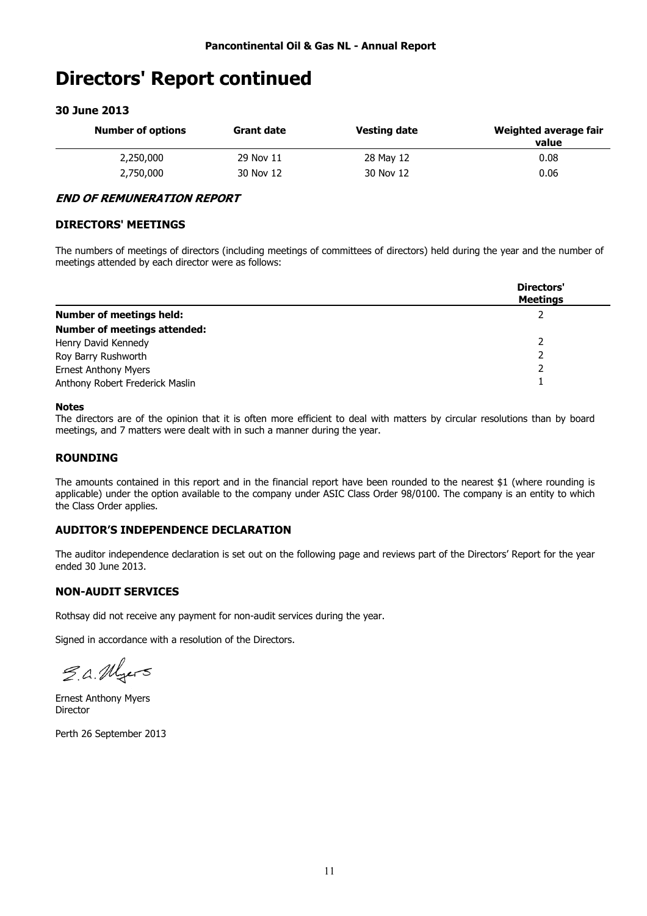# Directors' Report continued

### 30 June 2013

| Number of options | Grant date | Vesting date | Weighted average fair value |
|---|---|---|---|
| 2,250,000 | 29 Nov 11 | 28 May 12 | 0.08 |
| 2,750,000 | 30 Nov 12 | 30 Nov 12 | 0.06 |

***END OF REMUNERATION REPORT***

### DIRECTORS' MEETINGS

The numbers of meetings of directors (including meetings of committees of directors) held during the year and the number of meetings attended by each director were as follows:

| | Directors' Meetings |
|---|---|
| **Number of meetings held:** | 2 |
| **Number of meetings attended:** | |
| Henry David Kennedy | 2 |
| Roy Barry Rushworth | 2 |
| Ernest Anthony Myers | 2 |
| Anthony Robert Frederick Maslin | 1 |

**Notes**

The directors are of the opinion that it is often more efficient to deal with matters by circular resolutions than by board meetings, and 7 matters were dealt with in such a manner during the year.

### ROUNDING

The amounts contained in this report and in the financial report have been rounded to the nearest $1 (where rounding is applicable) under the option available to the company under ASIC Class Order 98/0100. The company is an entity to which the Class Order applies.

### AUDITOR'S INDEPENDENCE DECLARATION

The auditor independence declaration is set out on the following page and reviews part of the Directors' Report for the year ended 30 June 2013.

### NON-AUDIT SERVICES

Rothsay did not receive any payment for non-audit services during the year.

Signed in accordance with a resolution of the Directors.

E.A. Myers

Ernest Anthony Myers
Director

Perth 26 September 2013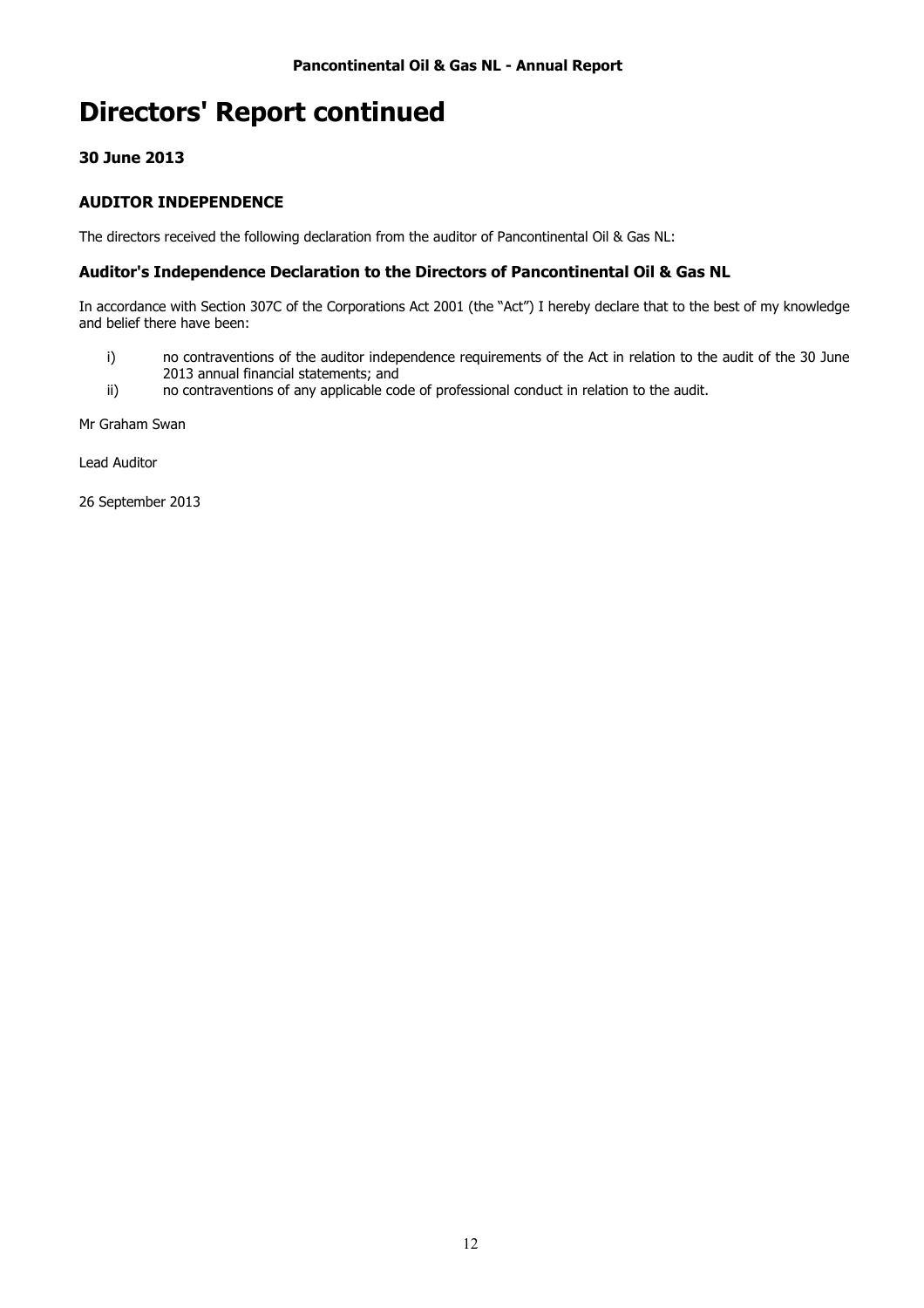# Directors' Report continued

### 30 June 2013

### AUDITOR INDEPENDENCE

The directors received the following declaration from the auditor of Pancontinental Oil & Gas NL:

### Auditor's Independence Declaration to the Directors of Pancontinental Oil & Gas NL

In accordance with Section 307C of the Corporations Act 2001 (the "Act") I hereby declare that to the best of my knowledge and belief there have been:

i) no contraventions of the auditor independence requirements of the Act in relation to the audit of the 30 June 2013 annual financial statements; and

ii) no contraventions of any applicable code of professional conduct in relation to the audit.

Mr Graham Swan

Lead Auditor

26 September 2013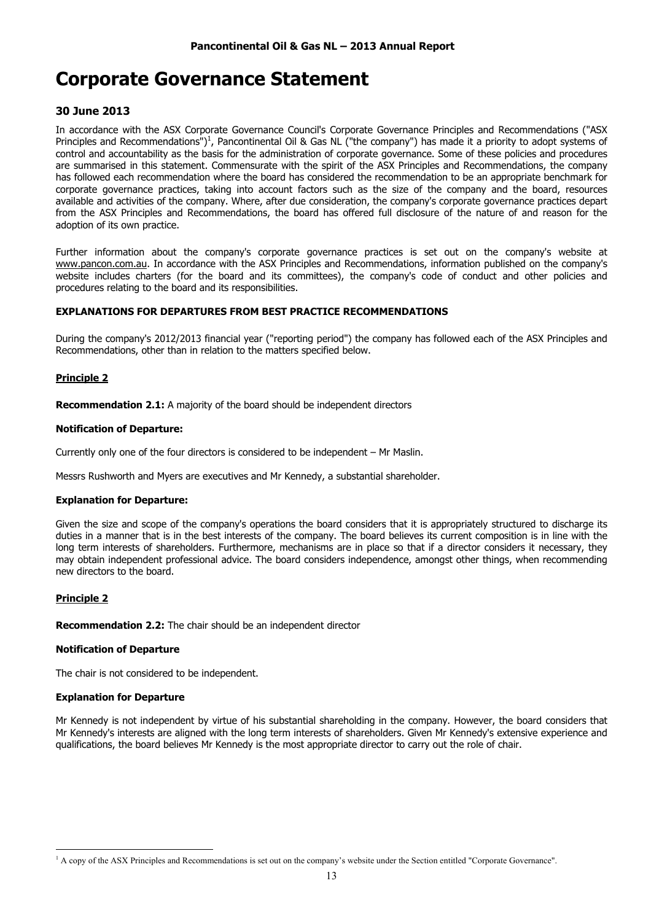# Corporate Governance Statement

### 30 June 2013

In accordance with the ASX Corporate Governance Council's Corporate Governance Principles and Recommendations ("ASX Principles and Recommendations")[1], Pancontinental Oil & Gas NL ("the company") has made it a priority to adopt systems of control and accountability as the basis for the administration of corporate governance. Some of these policies and procedures are summarised in this statement. Commensurate with the spirit of the ASX Principles and Recommendations, the company has followed each recommendation where the board has considered the recommendation to be an appropriate benchmark for corporate governance practices, taking into account factors such as the size of the company and the board, resources available and activities of the company. Where, after due consideration, the company's corporate governance practices depart from the ASX Principles and Recommendations, the board has offered full disclosure of the nature of and reason for the adoption of its own practice.

Further information about the company's corporate governance practices is set out on the company's website at www.pancon.com.au. In accordance with the ASX Principles and Recommendations, information published on the company's website includes charters (for the board and its committees), the company's code of conduct and other policies and procedures relating to the board and its responsibilities.

**EXPLANATIONS FOR DEPARTURES FROM BEST PRACTICE RECOMMENDATIONS**

During the company's 2012/2013 financial year ("reporting period") the company has followed each of the ASX Principles and Recommendations, other than in relation to the matters specified below.

**Principle 2**

**Recommendation 2.1:** A majority of the board should be independent directors

**Notification of Departure:**

Currently only one of the four directors is considered to be independent – Mr Maslin.

Messrs Rushworth and Myers are executives and Mr Kennedy, a substantial shareholder.

**Explanation for Departure:**

Given the size and scope of the company's operations the board considers that it is appropriately structured to discharge its duties in a manner that is in the best interests of the company. The board believes its current composition is in line with the long term interests of shareholders. Furthermore, mechanisms are in place so that if a director considers it necessary, they may obtain independent professional advice. The board considers independence, amongst other things, when recommending new directors to the board.

**Principle 2**

**Recommendation 2.2:** The chair should be an independent director

**Notification of Departure**

The chair is not considered to be independent.

**Explanation for Departure**

Mr Kennedy is not independent by virtue of his substantial shareholding in the company. However, the board considers that Mr Kennedy's interests are aligned with the long term interests of shareholders. Given Mr Kennedy's extensive experience and qualifications, the board believes Mr Kennedy is the most appropriate director to carry out the role of chair.

---

[1] A copy of the ASX Principles and Recommendations is set out on the company's website under the Section entitled "Corporate Governance".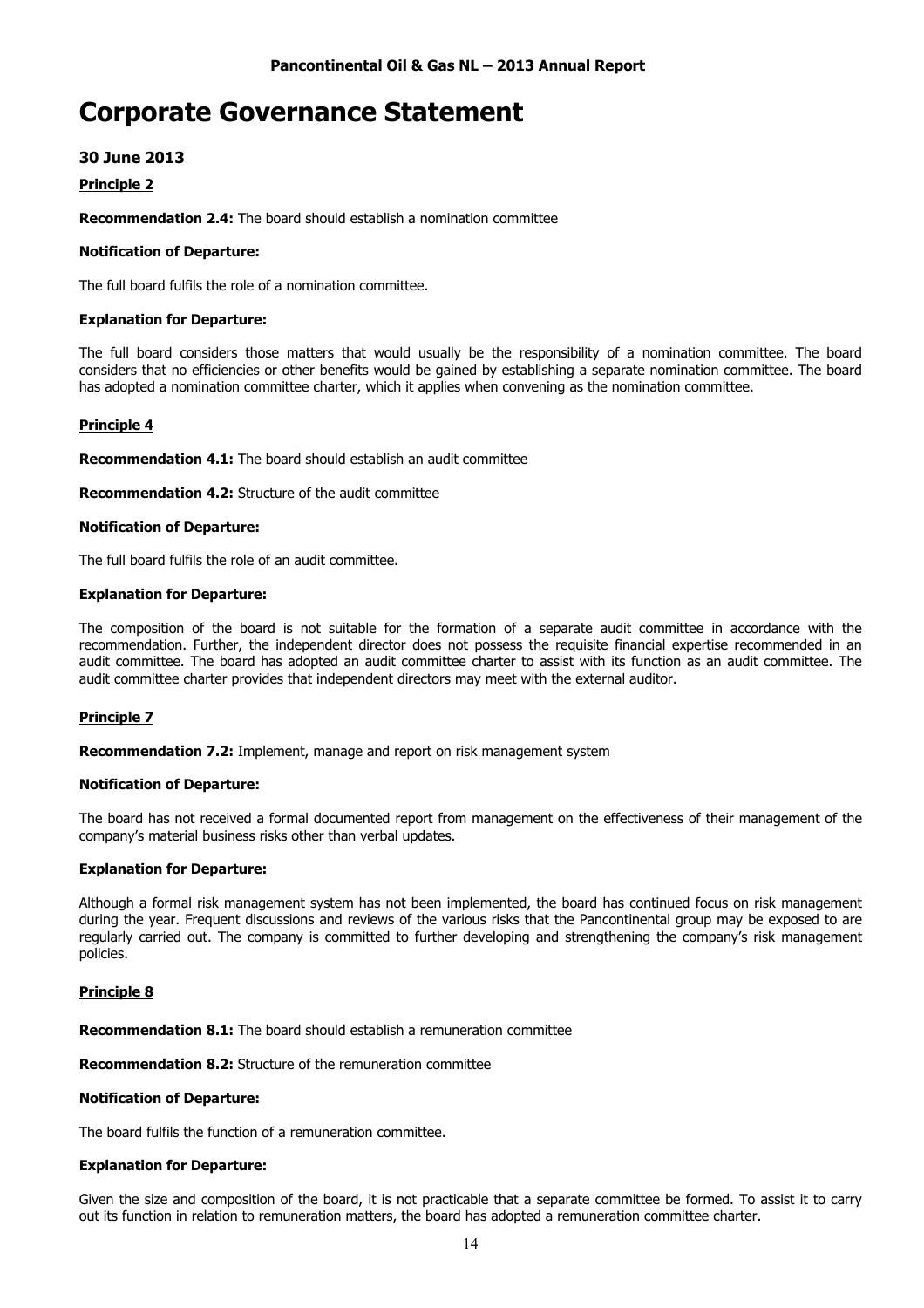# Corporate Governance Statement

## 30 June 2013

**Principle 2**

**Recommendation 2.4:** The board should establish a nomination committee

**Notification of Departure:**

The full board fulfils the role of a nomination committee.

**Explanation for Departure:**

The full board considers those matters that would usually be the responsibility of a nomination committee. The board considers that no efficiencies or other benefits would be gained by establishing a separate nomination committee. The board has adopted a nomination committee charter, which it applies when convening as the nomination committee.

**Principle 4**

**Recommendation 4.1:** The board should establish an audit committee

**Recommendation 4.2:** Structure of the audit committee

**Notification of Departure:**

The full board fulfils the role of an audit committee.

**Explanation for Departure:**

The composition of the board is not suitable for the formation of a separate audit committee in accordance with the recommendation. Further, the independent director does not possess the requisite financial expertise recommended in an audit committee. The board has adopted an audit committee charter to assist with its function as an audit committee. The audit committee charter provides that independent directors may meet with the external auditor.

**Principle 7**

**Recommendation 7.2:** Implement, manage and report on risk management system

**Notification of Departure:**

The board has not received a formal documented report from management on the effectiveness of their management of the company's material business risks other than verbal updates.

**Explanation for Departure:**

Although a formal risk management system has not been implemented, the board has continued focus on risk management during the year. Frequent discussions and reviews of the various risks that the Pancontinental group may be exposed to are regularly carried out. The company is committed to further developing and strengthening the company's risk management policies.

**Principle 8**

**Recommendation 8.1:** The board should establish a remuneration committee

**Recommendation 8.2:** Structure of the remuneration committee

**Notification of Departure:**

The board fulfils the function of a remuneration committee.

**Explanation for Departure:**

Given the size and composition of the board, it is not practicable that a separate committee be formed. To assist it to carry out its function in relation to remuneration matters, the board has adopted a remuneration committee charter.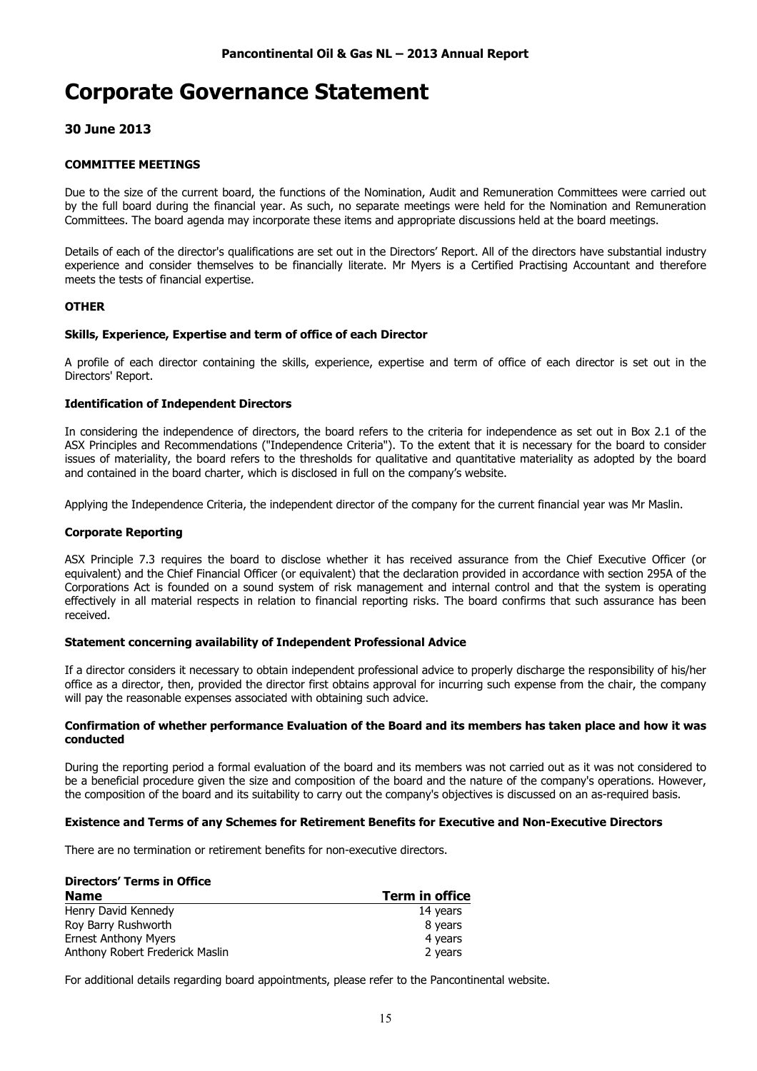# Corporate Governance Statement

## 30 June 2013

### COMMITTEE MEETINGS

Due to the size of the current board, the functions of the Nomination, Audit and Remuneration Committees were carried out by the full board during the financial year. As such, no separate meetings were held for the Nomination and Remuneration Committees. The board agenda may incorporate these items and appropriate discussions held at the board meetings.

Details of each of the director's qualifications are set out in the Directors' Report. All of the directors have substantial industry experience and consider themselves to be financially literate. Mr Myers is a Certified Practising Accountant and therefore meets the tests of financial expertise.

### OTHER

#### Skills, Experience, Expertise and term of office of each Director

A profile of each director containing the skills, experience, expertise and term of office of each director is set out in the Directors' Report.

#### Identification of Independent Directors

In considering the independence of directors, the board refers to the criteria for independence as set out in Box 2.1 of the ASX Principles and Recommendations ("Independence Criteria"). To the extent that it is necessary for the board to consider issues of materiality, the board refers to the thresholds for qualitative and quantitative materiality as adopted by the board and contained in the board charter, which is disclosed in full on the company's website.

Applying the Independence Criteria, the independent director of the company for the current financial year was Mr Maslin.

#### Corporate Reporting

ASX Principle 7.3 requires the board to disclose whether it has received assurance from the Chief Executive Officer (or equivalent) and the Chief Financial Officer (or equivalent) that the declaration provided in accordance with section 295A of the Corporations Act is founded on a sound system of risk management and internal control and that the system is operating effectively in all material respects in relation to financial reporting risks. The board confirms that such assurance has been received.

#### Statement concerning availability of Independent Professional Advice

If a director considers it necessary to obtain independent professional advice to properly discharge the responsibility of his/her office as a director, then, provided the director first obtains approval for incurring such expense from the chair, the company will pay the reasonable expenses associated with obtaining such advice.

#### Confirmation of whether performance Evaluation of the Board and its members has taken place and how it was conducted

During the reporting period a formal evaluation of the board and its members was not carried out as it was not considered to be a beneficial procedure given the size and composition of the board and the nature of the company's operations. However, the composition of the board and its suitability to carry out the company's objectives is discussed on an as-required basis.

#### Existence and Terms of any Schemes for Retirement Benefits for Executive and Non-Executive Directors

There are no termination or retirement benefits for non-executive directors.

#### Directors' Terms in Office

| Name | Term in office |
|---|---|
| Henry David Kennedy | 14 years |
| Roy Barry Rushworth | 8 years |
| Ernest Anthony Myers | 4 years |
| Anthony Robert Frederick Maslin | 2 years |

For additional details regarding board appointments, please refer to the Pancontinental website.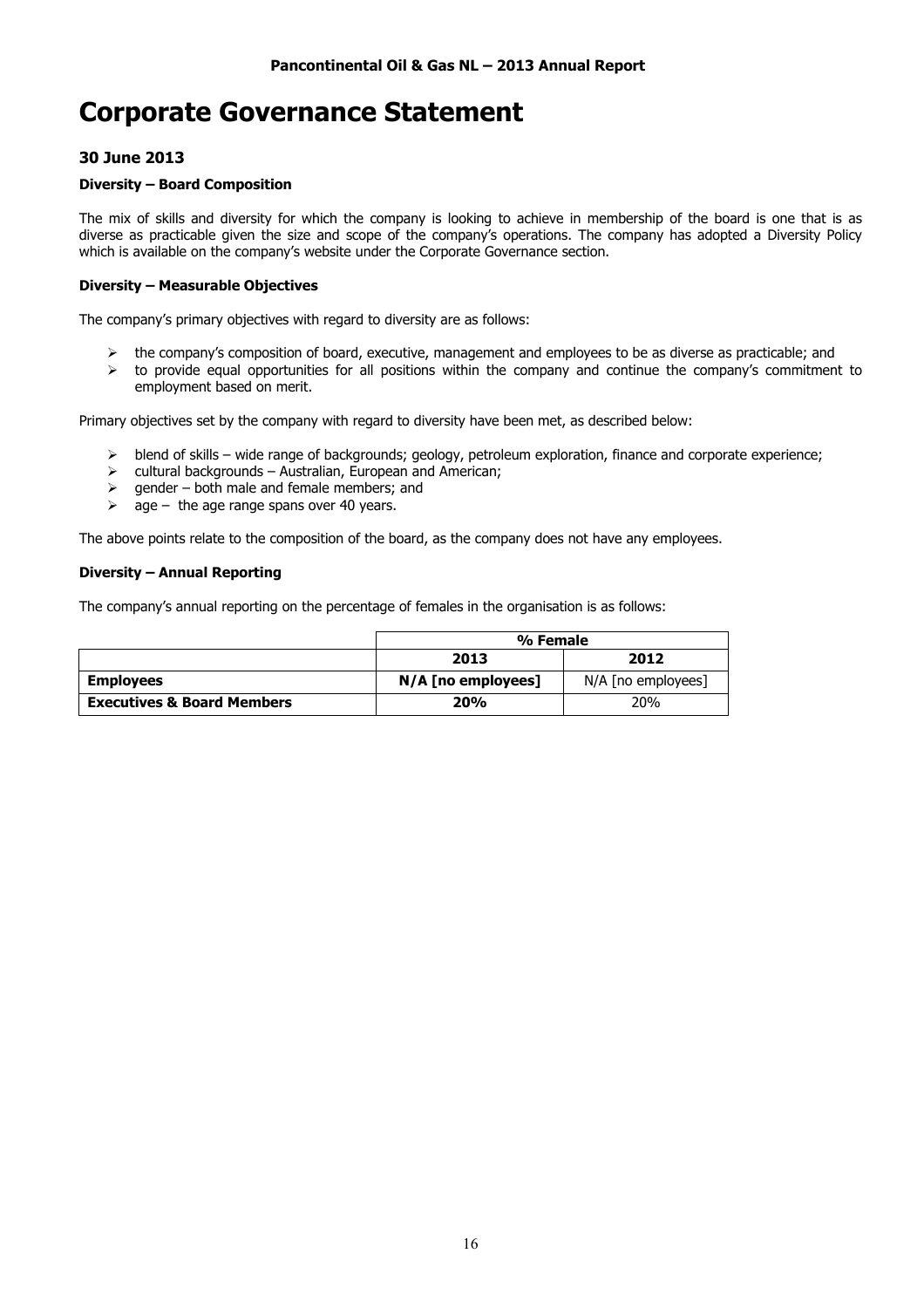# Corporate Governance Statement

### 30 June 2013

#### Diversity – Board Composition

The mix of skills and diversity for which the company is looking to achieve in membership of the board is one that is as diverse as practicable given the size and scope of the company's operations. The company has adopted a Diversity Policy which is available on the company's website under the Corporate Governance section.

#### Diversity – Measurable Objectives

The company's primary objectives with regard to diversity are as follows:

- the company's composition of board, executive, management and employees to be as diverse as practicable; and
- to provide equal opportunities for all positions within the company and continue the company's commitment to employment based on merit.

Primary objectives set by the company with regard to diversity have been met, as described below:

- blend of skills – wide range of backgrounds; geology, petroleum exploration, finance and corporate experience;
- cultural backgrounds – Australian, European and American;
- gender – both male and female members; and
- age – the age range spans over 40 years.

The above points relate to the composition of the board, as the company does not have any employees.

#### Diversity – Annual Reporting

The company's annual reporting on the percentage of females in the organisation is as follows:

| | % Female | |
|---|---|---|
| | **2013** | **2012** |
| **Employees** | **N/A [no employees]** | N/A [no employees] |
| **Executives & Board Members** | **20%** | 20% |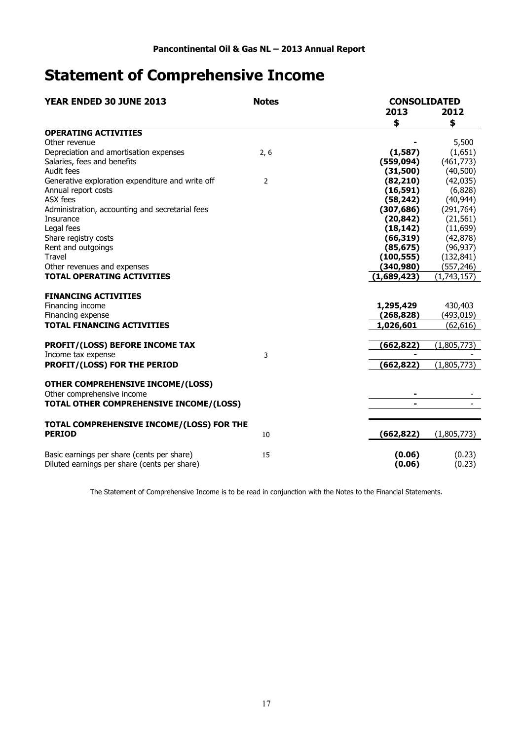**Pancontinental Oil & Gas NL – 2013 Annual Report**

# Statement of Comprehensive Income

| YEAR ENDED 30 JUNE 2013 | Notes | CONSOLIDATED 2013 $ | 2012 $ |
|---|---|---|---|
| **OPERATING ACTIVITIES** | | | |
| Other revenue | | **-** | 5,500 |
| Depreciation and amortisation expenses | 2, 6 | **(1,587)** | (1,651) |
| Salaries, fees and benefits | | **(559,094)** | (461,773) |
| Audit fees | | **(31,500)** | (40,500) |
| Generative exploration expenditure and write off | 2 | **(82,210)** | (42,035) |
| Annual report costs | | **(16,591)** | (6,828) |
| ASX fees | | **(58,242)** | (40,944) |
| Administration, accounting and secretarial fees | | **(307,686)** | (291,764) |
| Insurance | | **(20,842)** | (21,561) |
| Legal fees | | **(18,142)** | (11,699) |
| Share registry costs | | **(66,319)** | (42,878) |
| Rent and outgoings | | **(85,675)** | (96,937) |
| Travel | | **(100,555)** | (132,841) |
| Other revenues and expenses | | **(340,980)** | (557,246) |
| **TOTAL OPERATING ACTIVITIES** | | **(1,689,423)** | (1,743,157) |
| | | | |
| **FINANCING ACTIVITIES** | | | |
| Financing income | | **1,295,429** | 430,403 |
| Financing expense | | **(268,828)** | (493,019) |
| **TOTAL FINANCING ACTIVITIES** | | **1,026,601** | (62,616) |
| | | | |
| **PROFIT/(LOSS) BEFORE INCOME TAX** | | **(662,822)** | (1,805,773) |
| Income tax expense | 3 | **-** | - |
| **PROFIT/(LOSS) FOR THE PERIOD** | | **(662,822)** | (1,805,773) |
| | | | |
| **OTHER COMPREHENSIVE INCOME/(LOSS)** | | | |
| Other comprehensive income | | **-** | - |
| **TOTAL OTHER COMPREHENSIVE INCOME/(LOSS)** | | **-** | - |
| | | | |
| **TOTAL COMPREHENSIVE INCOME/(LOSS) FOR THE PERIOD** | 10 | **(662,822)** | (1,805,773) |
| | | | |
| Basic earnings per share (cents per share) | 15 | **(0.06)** | (0.23) |
| Diluted earnings per share (cents per share) | | **(0.06)** | (0.23) |

The Statement of Comprehensive Income is to be read in conjunction with the Notes to the Financial Statements.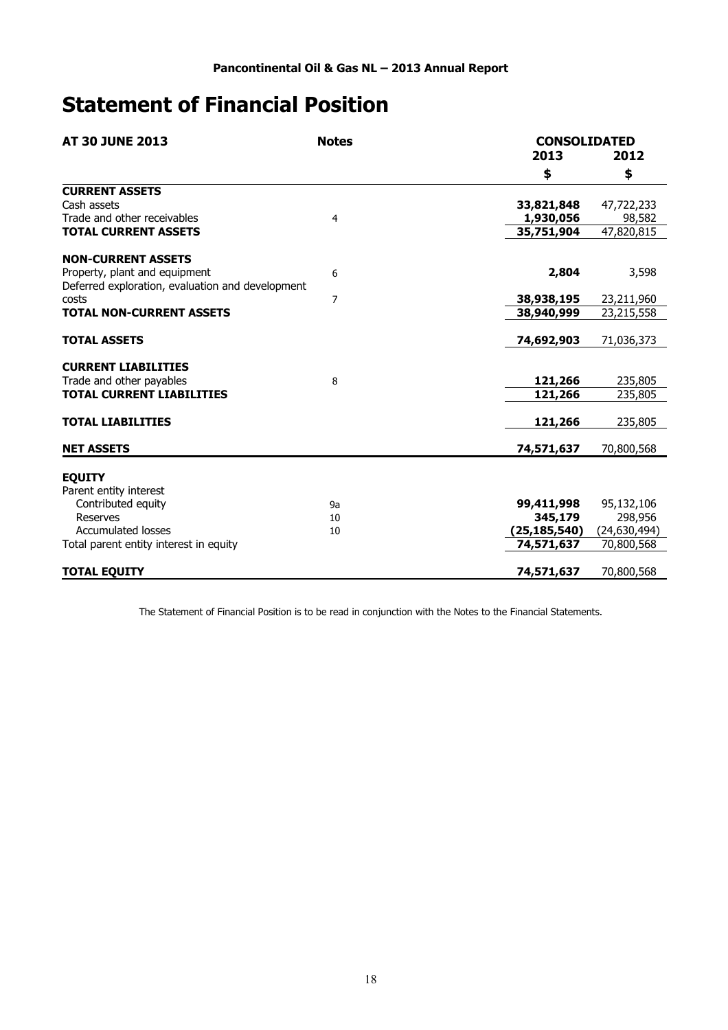# Statement of Financial Position

| AT 30 JUNE 2013 | Notes | CONSOLIDATED | |
|---|---|---|---|
| | | 2013 | 2012 |
| | | $ | $ |
| **CURRENT ASSETS** | | | |
| Cash assets | | **33,821,848** | 47,722,233 |
| Trade and other receivables | 4 | **1,930,056** | 98,582 |
| **TOTAL CURRENT ASSETS** | | **35,751,904** | 47,820,815 |
| | | | |
| **NON-CURRENT ASSETS** | | | |
| Property, plant and equipment | 6 | **2,804** | 3,598 |
| Deferred exploration, evaluation and development costs | 7 | **38,938,195** | 23,211,960 |
| **TOTAL NON-CURRENT ASSETS** | | **38,940,999** | 23,215,558 |
| | | | |
| **TOTAL ASSETS** | | **74,692,903** | 71,036,373 |
| | | | |
| **CURRENT LIABILITIES** | | | |
| Trade and other payables | 8 | **121,266** | 235,805 |
| **TOTAL CURRENT LIABILITIES** | | **121,266** | 235,805 |
| | | | |
| **TOTAL LIABILITIES** | | **121,266** | 235,805 |
| | | | |
| **NET ASSETS** | | **74,571,637** | 70,800,568 |
| | | | |
| **EQUITY** | | | |
| Parent entity interest | | | |
| Contributed equity | 9a | **99,411,998** | 95,132,106 |
| Reserves | 10 | **345,179** | 298,956 |
| Accumulated losses | 10 | **(25,185,540)** | (24,630,494) |
| Total parent entity interest in equity | | **74,571,637** | 70,800,568 |
| | | | |
| **TOTAL EQUITY** | | **74,571,637** | 70,800,568 |

The Statement of Financial Position is to be read in conjunction with the Notes to the Financial Statements.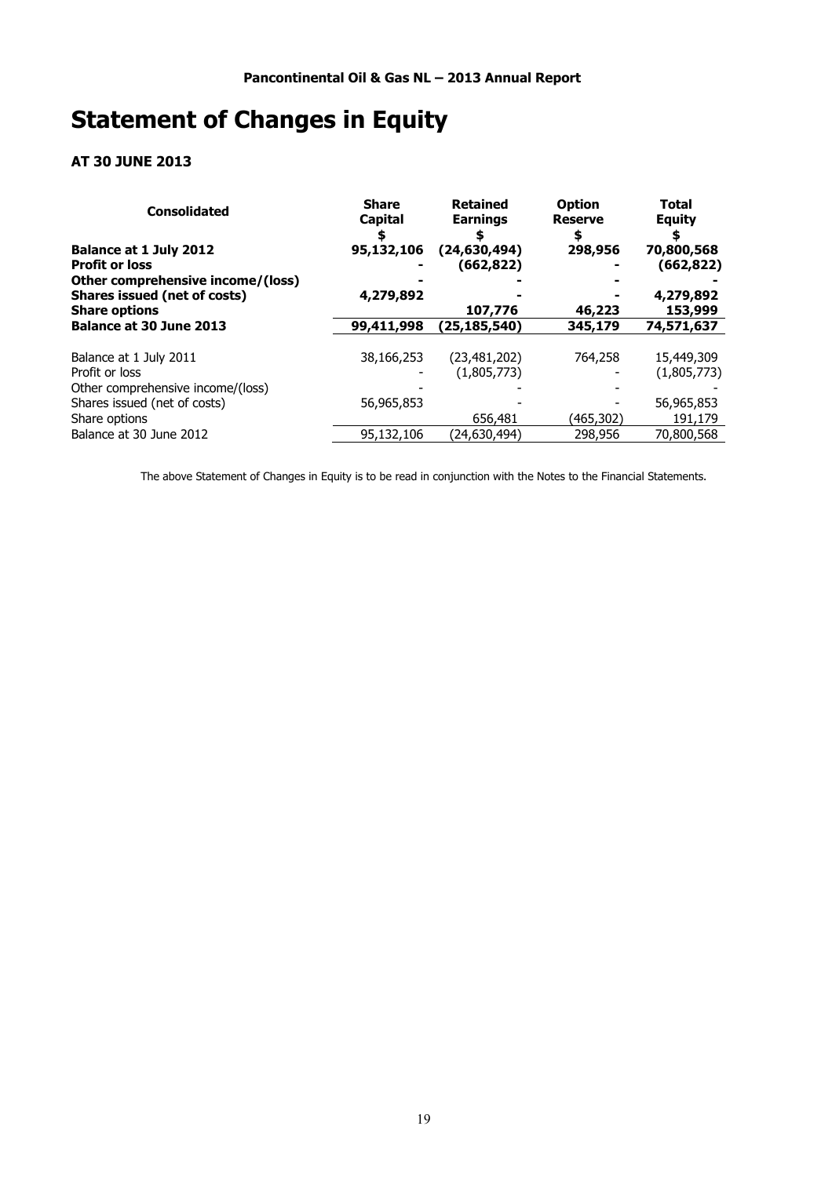# Statement of Changes in Equity

### AT 30 JUNE 2013

| Consolidated | Share Capital $ | Retained Earnings $ | Option Reserve $ | Total Equity $ |
|---|---|---|---|---|
| **Balance at 1 July 2012** | **95,132,106** | **(24,630,494)** | **298,956** | **70,800,568** |
| **Profit or loss** | **-** | **(662,822)** | **-** | **(662,822)** |
| **Other comprehensive income/(loss)** | **-** | **-** | **-** | **-** |
| **Shares issued (net of costs)** | **4,279,892** | **-** | **-** | **4,279,892** |
| **Share options** | | **107,776** | **46,223** | **153,999** |
| **Balance at 30 June 2013** | **99,411,998** | **(25,185,540)** | **345,179** | **74,571,637** |
| | | | | |
| Balance at 1 July 2011 | 38,166,253 | (23,481,202) | 764,258 | 15,449,309 |
| Profit or loss | - | (1,805,773) | - | (1,805,773) |
| Other comprehensive income/(loss) | - | - | - | - |
| Shares issued (net of costs) | 56,965,853 | - | - | 56,965,853 |
| Share options | | 656,481 | (465,302) | 191,179 |
| Balance at 30 June 2012 | 95,132,106 | (24,630,494) | 298,956 | 70,800,568 |

The above Statement of Changes in Equity is to be read in conjunction with the Notes to the Financial Statements.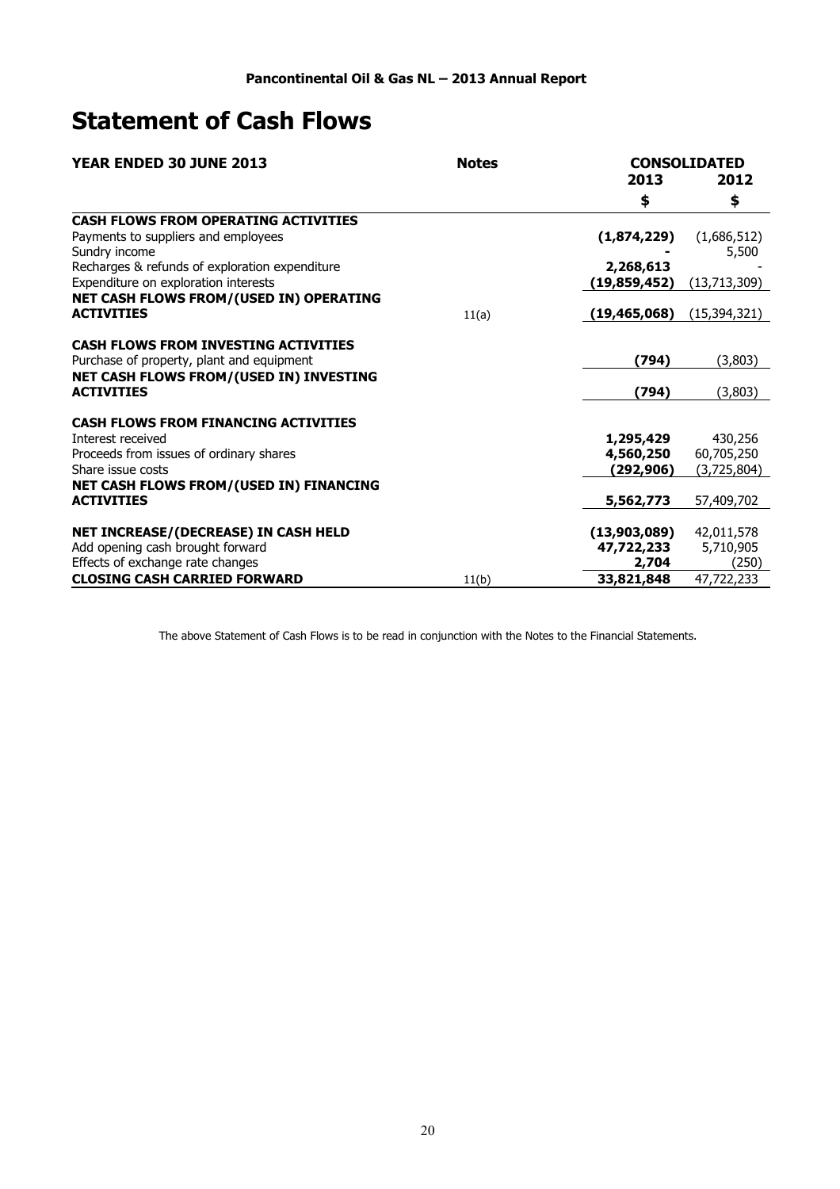Pancontinental Oil & Gas NL – 2013 Annual Report

# Statement of Cash Flows

| YEAR ENDED 30 JUNE 2013 | Notes | CONSOLIDATED | |
|---|---|---|---|
| | | 2013 | 2012 |
| | | $ | $ |
| **CASH FLOWS FROM OPERATING ACTIVITIES** | | | |
| Payments to suppliers and employees | | **(1,874,229)** | (1,686,512) |
| Sundry income | | **-** | 5,500 |
| Recharges & refunds of exploration expenditure | | **2,268,613** | - |
| Expenditure on exploration interests | | **(19,859,452)** | (13,713,309) |
| **NET CASH FLOWS FROM/(USED IN) OPERATING ACTIVITIES** | 11(a) | **(19,465,068)** | (15,394,321) |
| **CASH FLOWS FROM INVESTING ACTIVITIES** | | | |
| Purchase of property, plant and equipment | | **(794)** | (3,803) |
| **NET CASH FLOWS FROM/(USED IN) INVESTING ACTIVITIES** | | **(794)** | (3,803) |
| **CASH FLOWS FROM FINANCING ACTIVITIES** | | | |
| Interest received | | **1,295,429** | 430,256 |
| Proceeds from issues of ordinary shares | | **4,560,250** | 60,705,250 |
| Share issue costs | | **(292,906)** | (3,725,804) |
| **NET CASH FLOWS FROM/(USED IN) FINANCING ACTIVITIES** | | **5,562,773** | 57,409,702 |
| **NET INCREASE/(DECREASE) IN CASH HELD** | | **(13,903,089)** | 42,011,578 |
| Add opening cash brought forward | | **47,722,233** | 5,710,905 |
| Effects of exchange rate changes | | **2,704** | (250) |
| **CLOSING CASH CARRIED FORWARD** | 11(b) | **33,821,848** | 47,722,233 |

The above Statement of Cash Flows is to be read in conjunction with the Notes to the Financial Statements.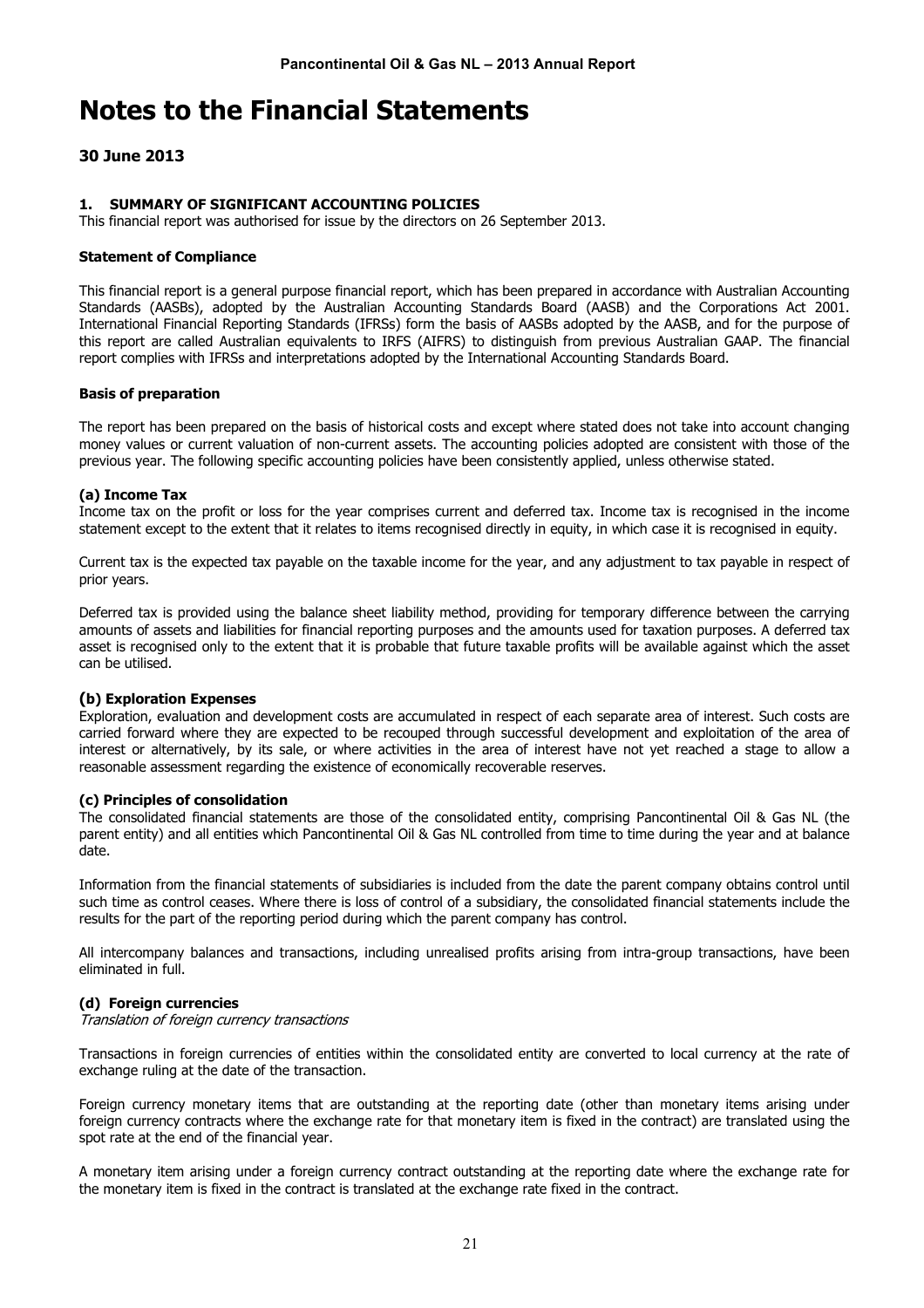# Notes to the Financial Statements

## 30 June 2013

### 1. SUMMARY OF SIGNIFICANT ACCOUNTING POLICIES

This financial report was authorised for issue by the directors on 26 September 2013.

**Statement of Compliance**

This financial report is a general purpose financial report, which has been prepared in accordance with Australian Accounting Standards (AASBs), adopted by the Australian Accounting Standards Board (AASB) and the Corporations Act 2001. International Financial Reporting Standards (IFRSs) form the basis of AASBs adopted by the AASB, and for the purpose of this report are called Australian equivalents to IRFS (AIFRS) to distinguish from previous Australian GAAP. The financial report complies with IFRSs and interpretations adopted by the International Accounting Standards Board.

**Basis of preparation**

The report has been prepared on the basis of historical costs and except where stated does not take into account changing money values or current valuation of non-current assets. The accounting policies adopted are consistent with those of the previous year. The following specific accounting policies have been consistently applied, unless otherwise stated.

**(a) Income Tax**

Income tax on the profit or loss for the year comprises current and deferred tax. Income tax is recognised in the income statement except to the extent that it relates to items recognised directly in equity, in which case it is recognised in equity.

Current tax is the expected tax payable on the taxable income for the year, and any adjustment to tax payable in respect of prior years.

Deferred tax is provided using the balance sheet liability method, providing for temporary difference between the carrying amounts of assets and liabilities for financial reporting purposes and the amounts used for taxation purposes. A deferred tax asset is recognised only to the extent that it is probable that future taxable profits will be available against which the asset can be utilised.

**(b) Exploration Expenses**

Exploration, evaluation and development costs are accumulated in respect of each separate area of interest. Such costs are carried forward where they are expected to be recouped through successful development and exploitation of the area of interest or alternatively, by its sale, or where activities in the area of interest have not yet reached a stage to allow a reasonable assessment regarding the existence of economically recoverable reserves.

**(c) Principles of consolidation**

The consolidated financial statements are those of the consolidated entity, comprising Pancontinental Oil & Gas NL (the parent entity) and all entities which Pancontinental Oil & Gas NL controlled from time to time during the year and at balance date.

Information from the financial statements of subsidiaries is included from the date the parent company obtains control until such time as control ceases. Where there is loss of control of a subsidiary, the consolidated financial statements include the results for the part of the reporting period during which the parent company has control.

All intercompany balances and transactions, including unrealised profits arising from intra-group transactions, have been eliminated in full.

**(d) Foreign currencies**

*Translation of foreign currency transactions*

Transactions in foreign currencies of entities within the consolidated entity are converted to local currency at the rate of exchange ruling at the date of the transaction.

Foreign currency monetary items that are outstanding at the reporting date (other than monetary items arising under foreign currency contracts where the exchange rate for that monetary item is fixed in the contract) are translated using the spot rate at the end of the financial year.

A monetary item arising under a foreign currency contract outstanding at the reporting date where the exchange rate for the monetary item is fixed in the contract is translated at the exchange rate fixed in the contract.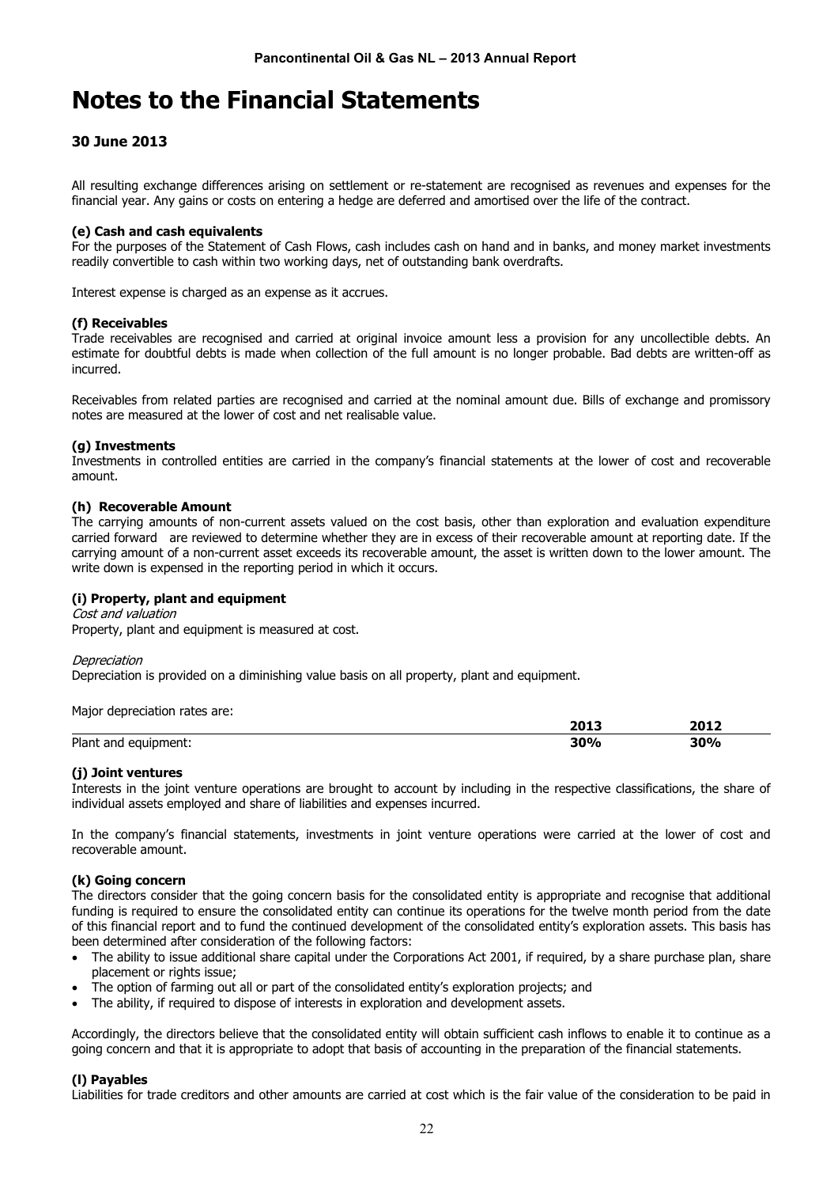# Notes to the Financial Statements

### 30 June 2013

All resulting exchange differences arising on settlement or re-statement are recognised as revenues and expenses for the financial year. Any gains or costs on entering a hedge are deferred and amortised over the life of the contract.

**(e) Cash and cash equivalents**
For the purposes of the Statement of Cash Flows, cash includes cash on hand and in banks, and money market investments readily convertible to cash within two working days, net of outstanding bank overdrafts.

Interest expense is charged as an expense as it accrues.

**(f) Receivables**
Trade receivables are recognised and carried at original invoice amount less a provision for any uncollectible debts. An estimate for doubtful debts is made when collection of the full amount is no longer probable. Bad debts are written-off as incurred.

Receivables from related parties are recognised and carried at the nominal amount due. Bills of exchange and promissory notes are measured at the lower of cost and net realisable value.

**(g) Investments**
Investments in controlled entities are carried in the company's financial statements at the lower of cost and recoverable amount.

**(h) Recoverable Amount**
The carrying amounts of non-current assets valued on the cost basis, other than exploration and evaluation expenditure carried forward are reviewed to determine whether they are in excess of their recoverable amount at reporting date. If the carrying amount of a non-current asset exceeds its recoverable amount, the asset is written down to the lower amount. The write down is expensed in the reporting period in which it occurs.

**(i) Property, plant and equipment**
*Cost and valuation*
Property, plant and equipment is measured at cost.

*Depreciation*
Depreciation is provided on a diminishing value basis on all property, plant and equipment.

Major depreciation rates are:

| | 2013 | 2012 |
|---|---|---|
| Plant and equipment: | 30% | 30% |

**(j) Joint ventures**
Interests in the joint venture operations are brought to account by including in the respective classifications, the share of individual assets employed and share of liabilities and expenses incurred.

In the company's financial statements, investments in joint venture operations were carried at the lower of cost and recoverable amount.

**(k) Going concern**
The directors consider that the going concern basis for the consolidated entity is appropriate and recognise that additional funding is required to ensure the consolidated entity can continue its operations for the twelve month period from the date of this financial report and to fund the continued development of the consolidated entity's exploration assets. This basis has been determined after consideration of the following factors:

- The ability to issue additional share capital under the Corporations Act 2001, if required, by a share purchase plan, share placement or rights issue;
- The option of farming out all or part of the consolidated entity's exploration projects; and
- The ability, if required to dispose of interests in exploration and development assets.

Accordingly, the directors believe that the consolidated entity will obtain sufficient cash inflows to enable it to continue as a going concern and that it is appropriate to adopt that basis of accounting in the preparation of the financial statements.

**(l) Payables**
Liabilities for trade creditors and other amounts are carried at cost which is the fair value of the consideration to be paid in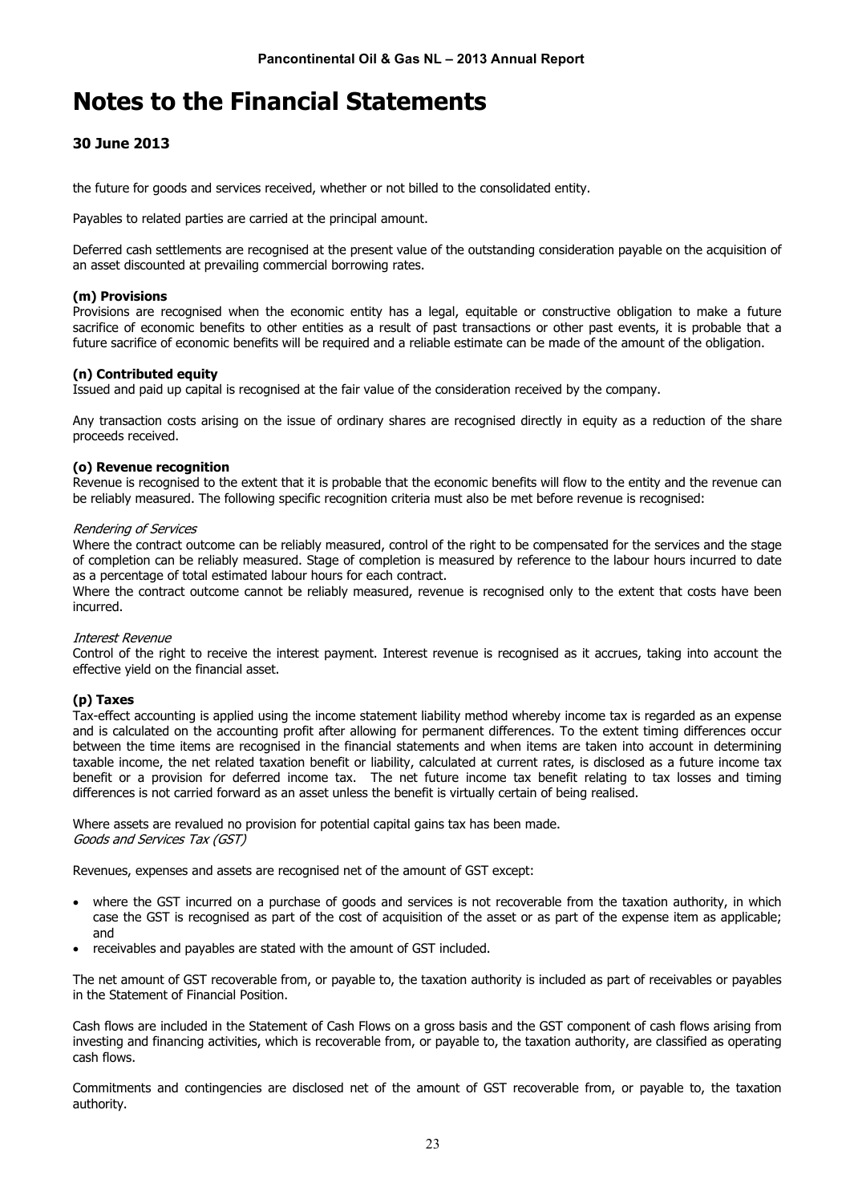# Notes to the Financial Statements

### 30 June 2013

the future for goods and services received, whether or not billed to the consolidated entity.

Payables to related parties are carried at the principal amount.

Deferred cash settlements are recognised at the present value of the outstanding consideration payable on the acquisition of an asset discounted at prevailing commercial borrowing rates.

**(m) Provisions**
Provisions are recognised when the economic entity has a legal, equitable or constructive obligation to make a future sacrifice of economic benefits to other entities as a result of past transactions or other past events, it is probable that a future sacrifice of economic benefits will be required and a reliable estimate can be made of the amount of the obligation.

**(n) Contributed equity**
Issued and paid up capital is recognised at the fair value of the consideration received by the company.

Any transaction costs arising on the issue of ordinary shares are recognised directly in equity as a reduction of the share proceeds received.

**(o) Revenue recognition**
Revenue is recognised to the extent that it is probable that the economic benefits will flow to the entity and the revenue can be reliably measured. The following specific recognition criteria must also be met before revenue is recognised:

*Rendering of Services*
Where the contract outcome can be reliably measured, control of the right to be compensated for the services and the stage of completion can be reliably measured. Stage of completion is measured by reference to the labour hours incurred to date as a percentage of total estimated labour hours for each contract.
Where the contract outcome cannot be reliably measured, revenue is recognised only to the extent that costs have been incurred.

*Interest Revenue*
Control of the right to receive the interest payment. Interest revenue is recognised as it accrues, taking into account the effective yield on the financial asset.

**(p) Taxes**
Tax-effect accounting is applied using the income statement liability method whereby income tax is regarded as an expense and is calculated on the accounting profit after allowing for permanent differences. To the extent timing differences occur between the time items are recognised in the financial statements and when items are taken into account in determining taxable income, the net related taxation benefit or liability, calculated at current rates, is disclosed as a future income tax benefit or a provision for deferred income tax. The net future income tax benefit relating to tax losses and timing differences is not carried forward as an asset unless the benefit is virtually certain of being realised.

Where assets are revalued no provision for potential capital gains tax has been made.
*Goods and Services Tax (GST)*

Revenues, expenses and assets are recognised net of the amount of GST except:

- where the GST incurred on a purchase of goods and services is not recoverable from the taxation authority, in which case the GST is recognised as part of the cost of acquisition of the asset or as part of the expense item as applicable; and
- receivables and payables are stated with the amount of GST included.

The net amount of GST recoverable from, or payable to, the taxation authority is included as part of receivables or payables in the Statement of Financial Position.

Cash flows are included in the Statement of Cash Flows on a gross basis and the GST component of cash flows arising from investing and financing activities, which is recoverable from, or payable to, the taxation authority, are classified as operating cash flows.

Commitments and contingencies are disclosed net of the amount of GST recoverable from, or payable to, the taxation authority.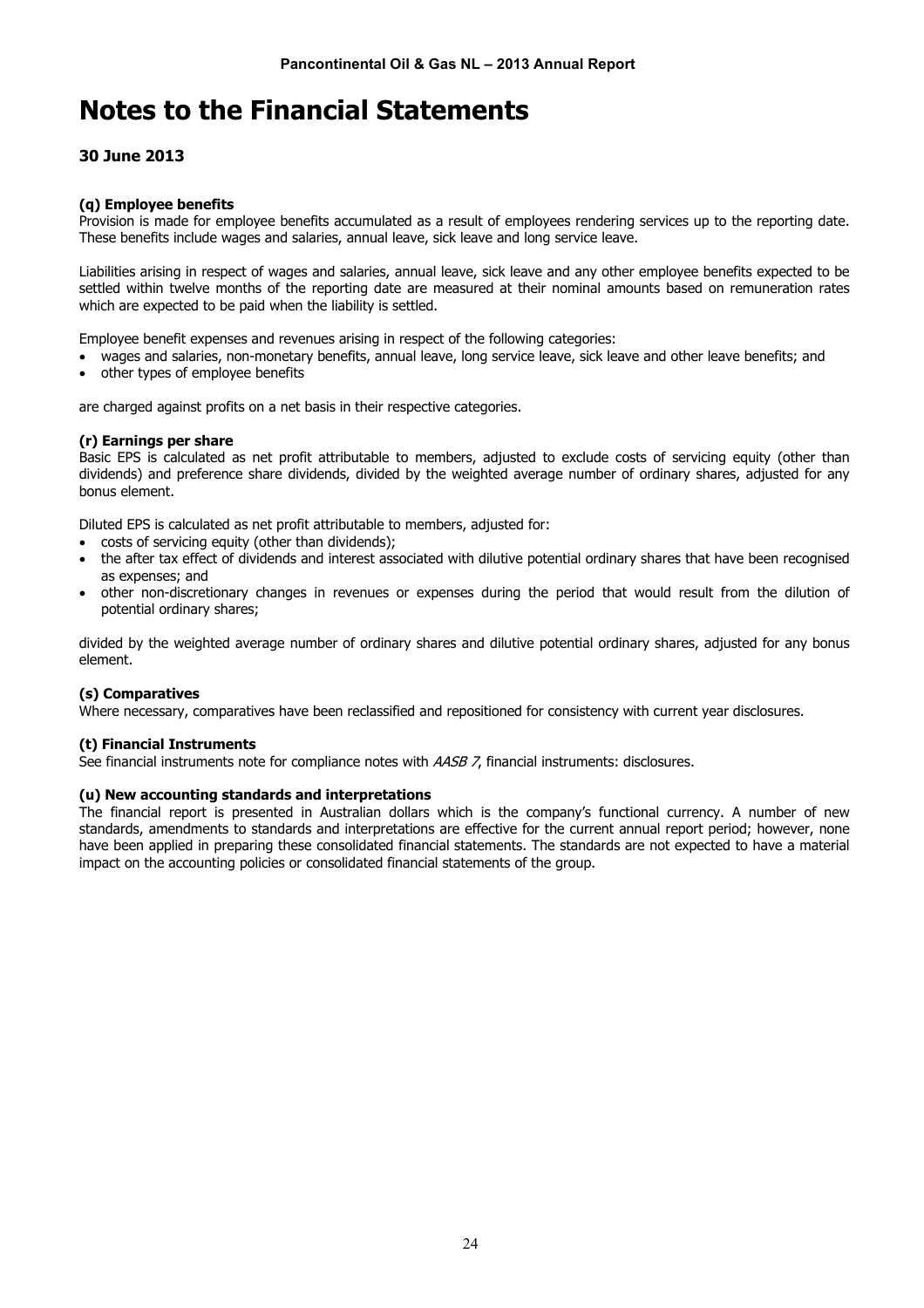# Notes to the Financial Statements

## 30 June 2013

**(q) Employee benefits**
Provision is made for employee benefits accumulated as a result of employees rendering services up to the reporting date. These benefits include wages and salaries, annual leave, sick leave and long service leave.

Liabilities arising in respect of wages and salaries, annual leave, sick leave and any other employee benefits expected to be settled within twelve months of the reporting date are measured at their nominal amounts based on remuneration rates which are expected to be paid when the liability is settled.

Employee benefit expenses and revenues arising in respect of the following categories:

- wages and salaries, non-monetary benefits, annual leave, long service leave, sick leave and other leave benefits; and
- other types of employee benefits

are charged against profits on a net basis in their respective categories.

**(r) Earnings per share**
Basic EPS is calculated as net profit attributable to members, adjusted to exclude costs of servicing equity (other than dividends) and preference share dividends, divided by the weighted average number of ordinary shares, adjusted for any bonus element.

Diluted EPS is calculated as net profit attributable to members, adjusted for:

- costs of servicing equity (other than dividends);
- the after tax effect of dividends and interest associated with dilutive potential ordinary shares that have been recognised as expenses; and
- other non-discretionary changes in revenues or expenses during the period that would result from the dilution of potential ordinary shares;

divided by the weighted average number of ordinary shares and dilutive potential ordinary shares, adjusted for any bonus element.

**(s) Comparatives**
Where necessary, comparatives have been reclassified and repositioned for consistency with current year disclosures.

**(t) Financial Instruments**
See financial instruments note for compliance notes with *AASB 7*, financial instruments: disclosures.

**(u) New accounting standards and interpretations**
The financial report is presented in Australian dollars which is the company's functional currency. A number of new standards, amendments to standards and interpretations are effective for the current annual report period; however, none have been applied in preparing these consolidated financial statements. The standards are not expected to have a material impact on the accounting policies or consolidated financial statements of the group.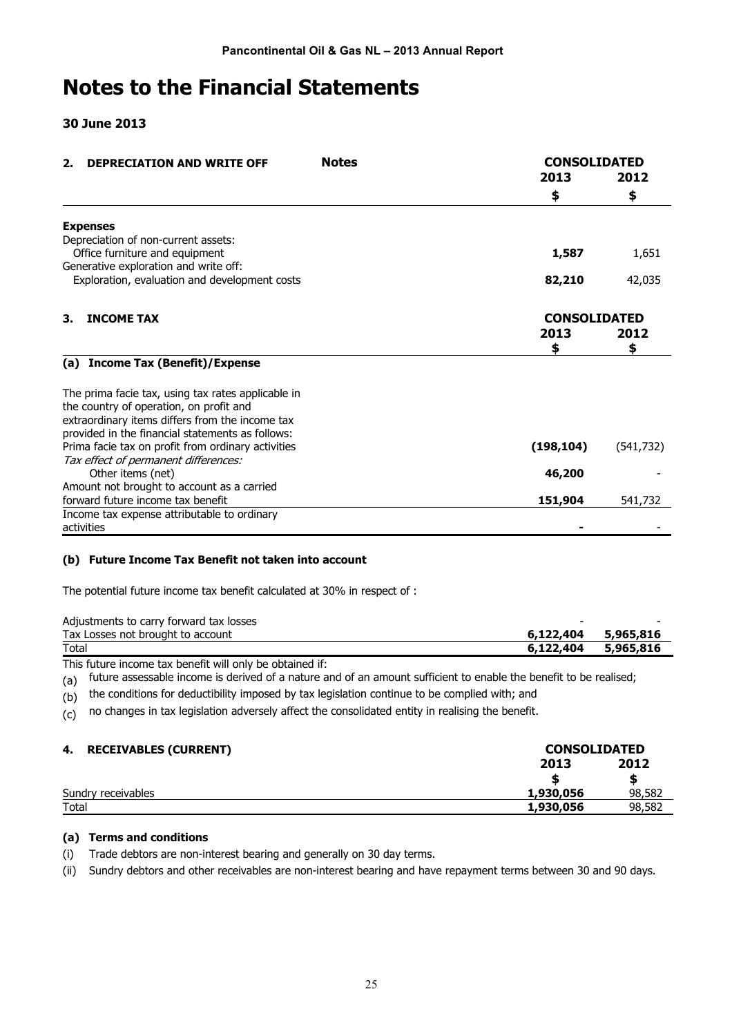# Notes to the Financial Statements

## 30 June 2013

| 2. DEPRECIATION AND WRITE OFF | Notes | CONSOLIDATED 2013 $ | 2012 $ |
|---|---|---|---|
| **Expenses** | | | |
| Depreciation of non-current assets: | | | |
| Office furniture and equipment | | **1,587** | 1,651 |
| Generative exploration and write off: | | | |
| Exploration, evaluation and development costs | | **82,210** | 42,035 |

| 3. INCOME TAX | CONSOLIDATED 2013 $ | 2012 $ |
|---|---|---|
| **(a) Income Tax (Benefit)/Expense** | | |
| The prima facie tax, using tax rates applicable in the country of operation, on profit and extraordinary items differs from the income tax provided in the financial statements as follows: | | |
| Prima facie tax on profit from ordinary activities | **(198,104)** | (541,732) |
| *Tax effect of permanent differences:* | | |
| Other items (net) | **46,200** | - |
| Amount not brought to account as a carried forward future income tax benefit | **151,904** | 541,732 |
| Income tax expense attributable to ordinary activities | **-** | - |

### (b) Future Income Tax Benefit not taken into account

The potential future income tax benefit calculated at 30% in respect of :

| | 2013 | 2012 |
|---|---|---|
| Adjustments to carry forward tax losses | - | - |
| Tax Losses not brought to account | **6,122,404** | **5,965,816** |
| Total | **6,122,404** | **5,965,816** |

This future income tax benefit will only be obtained if:

(a) future assessable income is derived of a nature and of an amount sufficient to enable the benefit to be realised;

(b) the conditions for deductibility imposed by tax legislation continue to be complied with; and

(c) no changes in tax legislation adversely affect the consolidated entity in realising the benefit.

| 4. RECEIVABLES (CURRENT) | CONSOLIDATED 2013 $ | 2012 $ |
|---|---|---|
| Sundry receivables | **1,930,056** | 98,582 |
| Total | **1,930,056** | 98,582 |

### (a) Terms and conditions

(i) Trade debtors are non-interest bearing and generally on 30 day terms.

(ii) Sundry debtors and other receivables are non-interest bearing and have repayment terms between 30 and 90 days.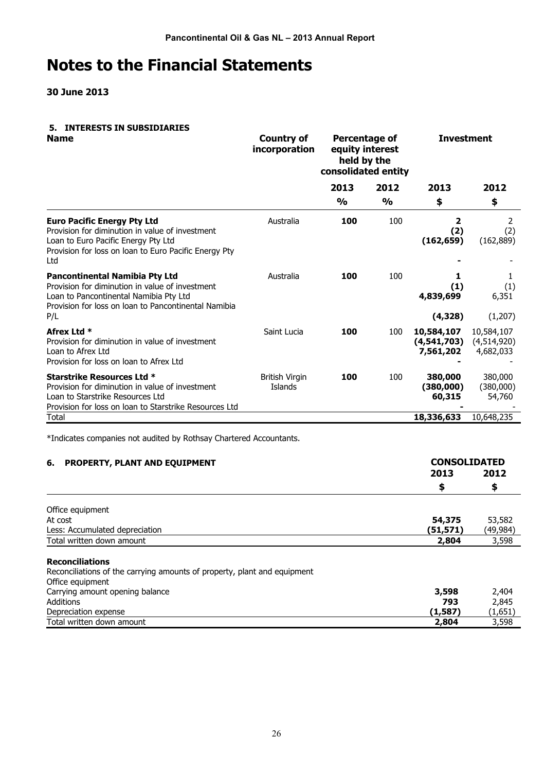# Notes to the Financial Statements

**30 June 2013**

### 5. INTERESTS IN SUBSIDIARIES

| Name | Country of incorporation | Percentage of equity interest held by the consolidated entity | | Investment | |
|---|---|---|---|---|---|
| | | **2013** | **2012** | **2013** | **2012** |
| | | **%** | **%** | **$** | **$** |
| **Euro Pacific Energy Pty Ltd** | Australia | **100** | 100 | **2** | 2 |
| Provision for diminution in value of investment | | | | **(2)** | (2) |
| Loan to Euro Pacific Energy Pty Ltd | | | | **(162,659)** | (162,889) |
| Provision for loss on loan to Euro Pacific Energy Pty Ltd | | | | **-** | - |
| **Pancontinental Namibia Pty Ltd** | Australia | **100** | 100 | **1** | 1 |
| Provision for diminution in value of investment | | | | **(1)** | (1) |
| Loan to Pancontinental Namibia Pty Ltd | | | | **4,839,699** | 6,351 |
| Provision for loss on loan to Pancontinental Namibia P/L | | | | **(4,328)** | (1,207) |
| **Afrex Ltd *** | Saint Lucia | **100** | 100 | **10,584,107** | 10,584,107 |
| Provision for diminution in value of investment | | | | **(4,541,703)** | (4,514,920) |
| Loan to Afrex Ltd | | | | **7,561,202** | 4,682,033 |
| Provision for loss on loan to Afrex Ltd | | | | **-** | - |
| **Starstrike Resources Ltd *** | British Virgin Islands | **100** | 100 | **380,000** | 380,000 |
| Provision for diminution in value of investment | | | | **(380,000)** | (380,000) |
| Loan to Starstrike Resources Ltd | | | | **60,315** | 54,760 |
| Provision for loss on loan to Starstrike Resources Ltd | | | | **-** | - |
| Total | | | | **18,336,633** | 10,648,235 |

*Indicates companies not audited by Rothsay Chartered Accountants.

### 6. PROPERTY, PLANT AND EQUIPMENT

| | CONSOLIDATED | |
|---|---|---|
| | **2013** | **2012** |
| | **$** | **$** |
| Office equipment | | |
| At cost | **54,375** | 53,582 |
| Less: Accumulated depreciation | **(51,571)** | (49,984) |
| Total written down amount | **2,804** | 3,598 |

**Reconciliations**

Reconciliations of the carrying amounts of property, plant and equipment

| | 2013 | 2012 |
|---|---|---|
| Office equipment | | |
| Carrying amount opening balance | **3,598** | 2,404 |
| Additions | **793** | 2,845 |
| Depreciation expense | **(1,587)** | (1,651) |
| Total written down amount | **2,804** | 3,598 |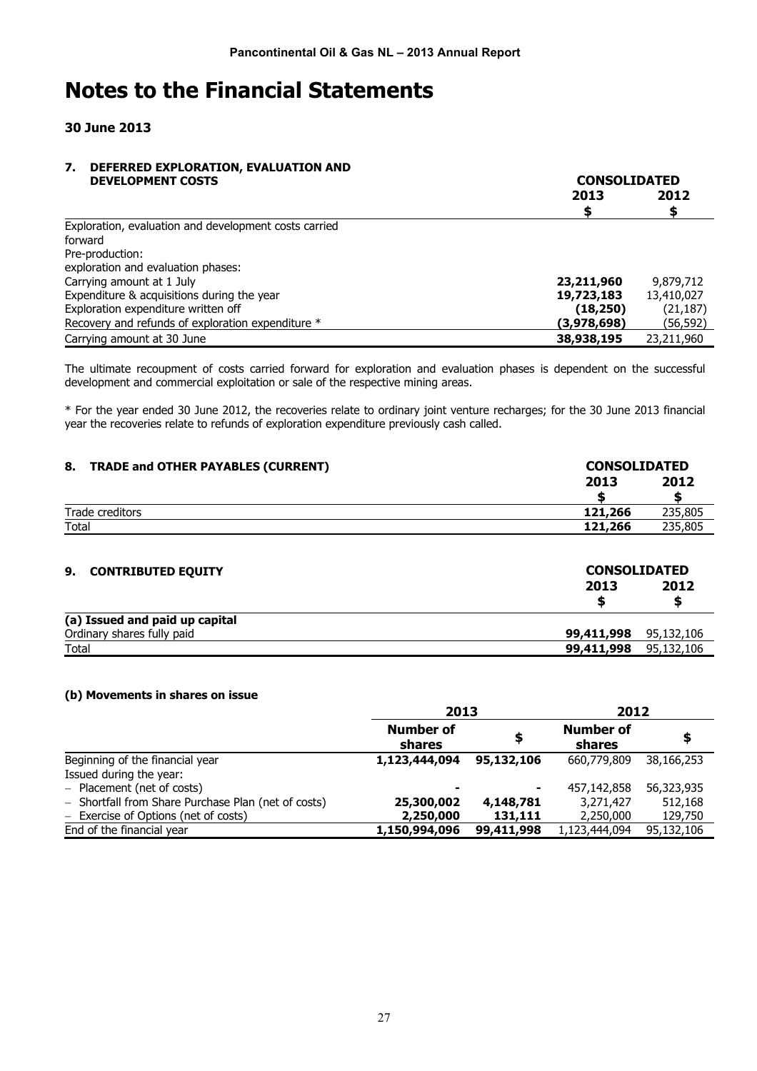# Notes to the Financial Statements

## 30 June 2013

### 7. DEFERRED EXPLORATION, EVALUATION AND DEVELOPMENT COSTS

| | CONSOLIDATED | |
|---|---|---|
| | **2013** | **2012** |
| | **$** | **$** |
| Exploration, evaluation and development costs carried forward | | |
| Pre-production: | | |
| exploration and evaluation phases: | | |
| Carrying amount at 1 July | **23,211,960** | 9,879,712 |
| Expenditure & acquisitions during the year | **19,723,183** | 13,410,027 |
| Exploration expenditure written off | **(18,250)** | (21,187) |
| Recovery and refunds of exploration expenditure * | **(3,978,698)** | (56,592) |
| Carrying amount at 30 June | **38,938,195** | 23,211,960 |

The ultimate recoupment of costs carried forward for exploration and evaluation phases is dependent on the successful development and commercial exploitation or sale of the respective mining areas.

* For the year ended 30 June 2012, the recoveries relate to ordinary joint venture recharges; for the 30 June 2013 financial year the recoveries relate to refunds of exploration expenditure previously cash called.

### 8. TRADE and OTHER PAYABLES (CURRENT)

| | CONSOLIDATED | |
|---|---|---|
| | **2013** | **2012** |
| | **$** | **$** |
| Trade creditors | **121,266** | 235,805 |
| Total | **121,266** | 235,805 |

### 9. CONTRIBUTED EQUITY

| | CONSOLIDATED | |
|---|---|---|
| | **2013** | **2012** |
| | **$** | **$** |
| **(a) Issued and paid up capital** | | |
| Ordinary shares fully paid | **99,411,998** | 95,132,106 |
| Total | **99,411,998** | 95,132,106 |

#### (b) Movements in shares on issue

| | 2013 | | 2012 | |
|---|---|---|---|---|
| | **Number of shares** | **$** | **Number of shares** | **$** |
| Beginning of the financial year | **1,123,444,094** | **95,132,106** | 660,779,809 | 38,166,253 |
| Issued during the year: | | | | |
| – Placement (net of costs) | **-** | **-** | 457,142,858 | 56,323,935 |
| – Shortfall from Share Purchase Plan (net of costs) | **25,300,002** | **4,148,781** | 3,271,427 | 512,168 |
| – Exercise of Options (net of costs) | **2,250,000** | **131,111** | 2,250,000 | 129,750 |
| End of the financial year | **1,150,994,096** | **99,411,998** | 1,123,444,094 | 95,132,106 |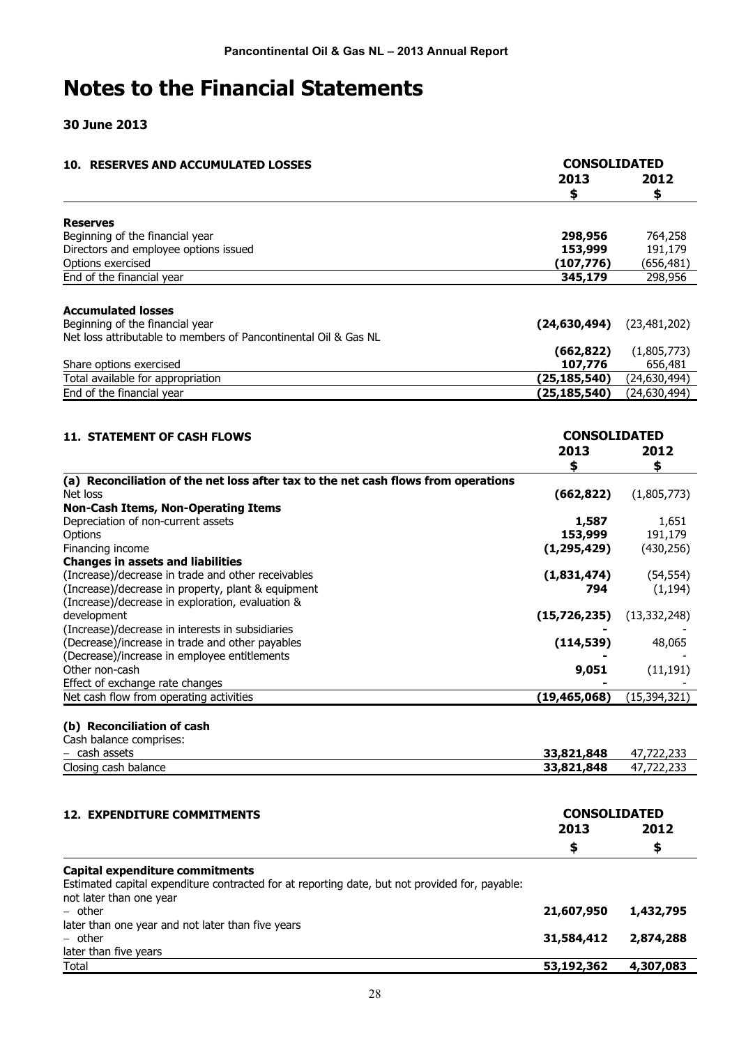# Notes to the Financial Statements

**30 June 2013**

| 10. RESERVES AND ACCUMULATED LOSSES | CONSOLIDATED | |
|---|---|---|
| | **2013** | **2012** |
| | **$** | **$** |
| **Reserves** | | |
| Beginning of the financial year | **298,956** | 764,258 |
| Directors and employee options issued | **153,999** | 191,179 |
| Options exercised | **(107,776)** | (656,481) |
| End of the financial year | **345,179** | 298,956 |
| | | |
| **Accumulated losses** | | |
| Beginning of the financial year | **(24,630,494)** | (23,481,202) |
| Net loss attributable to members of Pancontinental Oil & Gas NL | **(662,822)** | (1,805,773) |
| Share options exercised | **107,776** | 656,481 |
| Total available for appropriation | **(25,185,540)** | (24,630,494) |
| End of the financial year | **(25,185,540)** | (24,630,494) |

| 11. STATEMENT OF CASH FLOWS | CONSOLIDATED | |
|---|---|---|
| | **2013** | **2012** |
| | **$** | **$** |
| **(a) Reconciliation of the net loss after tax to the net cash flows from operations** | | |
| Net loss | **(662,822)** | (1,805,773) |
| **Non-Cash Items, Non-Operating Items** | | |
| Depreciation of non-current assets | **1,587** | 1,651 |
| Options | **153,999** | 191,179 |
| Financing income | **(1,295,429)** | (430,256) |
| **Changes in assets and liabilities** | | |
| (Increase)/decrease in trade and other receivables | **(1,831,474)** | (54,554) |
| (Increase)/decrease in property, plant & equipment | **794** | (1,194) |
| (Increase)/decrease in exploration, evaluation & development | **(15,726,235)** | (13,332,248) |
| (Increase)/decrease in interests in subsidiaries | **-** | - |
| (Decrease)/increase in trade and other payables | **(114,539)** | 48,065 |
| (Decrease)/increase in employee entitlements | **-** | - |
| Other non-cash | **9,051** | (11,191) |
| Effect of exchange rate changes | **-** | - |
| Net cash flow from operating activities | **(19,465,068)** | (15,394,321) |
| | | |
| **(b) Reconciliation of cash** | | |
| Cash balance comprises: | | |
| − cash assets | **33,821,848** | 47,722,233 |
| Closing cash balance | **33,821,848** | 47,722,233 |

| 12. EXPENDITURE COMMITMENTS | CONSOLIDATED | |
|---|---|---|
| | **2013** | **2012** |
| | **$** | **$** |
| **Capital expenditure commitments** | | |
| Estimated capital expenditure contracted for at reporting date, but not provided for, payable: | | |
| not later than one year | | |
| − other | **21,607,950** | **1,432,795** |
| later than one year and not later than five years | | |
| − other | **31,584,412** | **2,874,288** |
| later than five years | | |
| Total | **53,192,362** | **4,307,083** |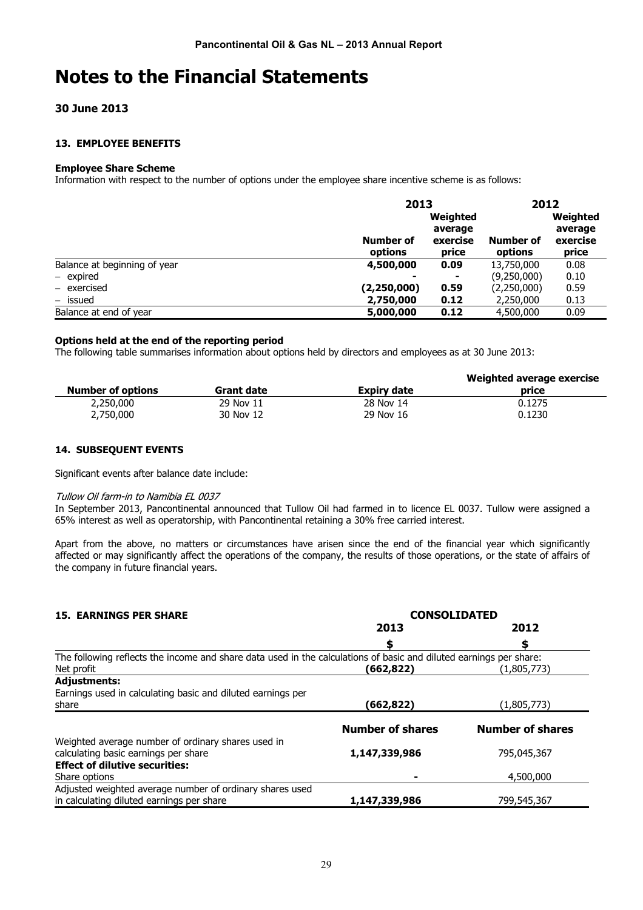# Notes to the Financial Statements

## 30 June 2013

### 13. EMPLOYEE BENEFITS

**Employee Share Scheme**

Information with respect to the number of options under the employee share incentive scheme is as follows:

| | 2013 | | 2012 | |
|---|---|---|---|---|
| | **Number of options** | **Weighted average exercise price** | **Number of options** | **Weighted average exercise price** |
| Balance at beginning of year | **4,500,000** | **0.09** | 13,750,000 | 0.08 |
| – expired | **-** | **-** | (9,250,000) | 0.10 |
| – exercised | **(2,250,000)** | **0.59** | (2,250,000) | 0.59 |
| – issued | **2,750,000** | **0.12** | 2,250,000 | 0.13 |
| Balance at end of year | **5,000,000** | **0.12** | 4,500,000 | 0.09 |

**Options held at the end of the reporting period**

The following table summarises information about options held by directors and employees as at 30 June 2013:

| Number of options | Grant date | Expiry date | Weighted average exercise price |
|---|---|---|---|
| 2,250,000 | 29 Nov 11 | 28 Nov 14 | 0.1275 |
| 2,750,000 | 30 Nov 12 | 29 Nov 16 | 0.1230 |

### 14. SUBSEQUENT EVENTS

Significant events after balance date include:

*Tullow Oil farm-in to Namibia EL 0037*

In September 2013, Pancontinental announced that Tullow Oil had farmed in to licence EL 0037. Tullow were assigned a 65% interest as well as operatorship, with Pancontinental retaining a 30% free carried interest.

Apart from the above, no matters or circumstances have arisen since the end of the financial year which significantly affected or may significantly affect the operations of the company, the results of those operations, or the state of affairs of the company in future financial years.

### 15. EARNINGS PER SHARE

| | CONSOLIDATED | |
|---|---|---|
| | **2013** | **2012** |
| | **$** | **$** |
| The following reflects the income and share data used in the calculations of basic and diluted earnings per share: | | |
| Net profit | **(662,822)** | (1,805,773) |
| **Adjustments:** | | |
| Earnings used in calculating basic and diluted earnings per share | **(662,822)** | (1,805,773) |
| | **Number of shares** | **Number of shares** |
| Weighted average number of ordinary shares used in calculating basic earnings per share | **1,147,339,986** | 795,045,367 |
| **Effect of dilutive securities:** | | |
| Share options | **-** | 4,500,000 |
| Adjusted weighted average number of ordinary shares used in calculating diluted earnings per share | **1,147,339,986** | 799,545,367 |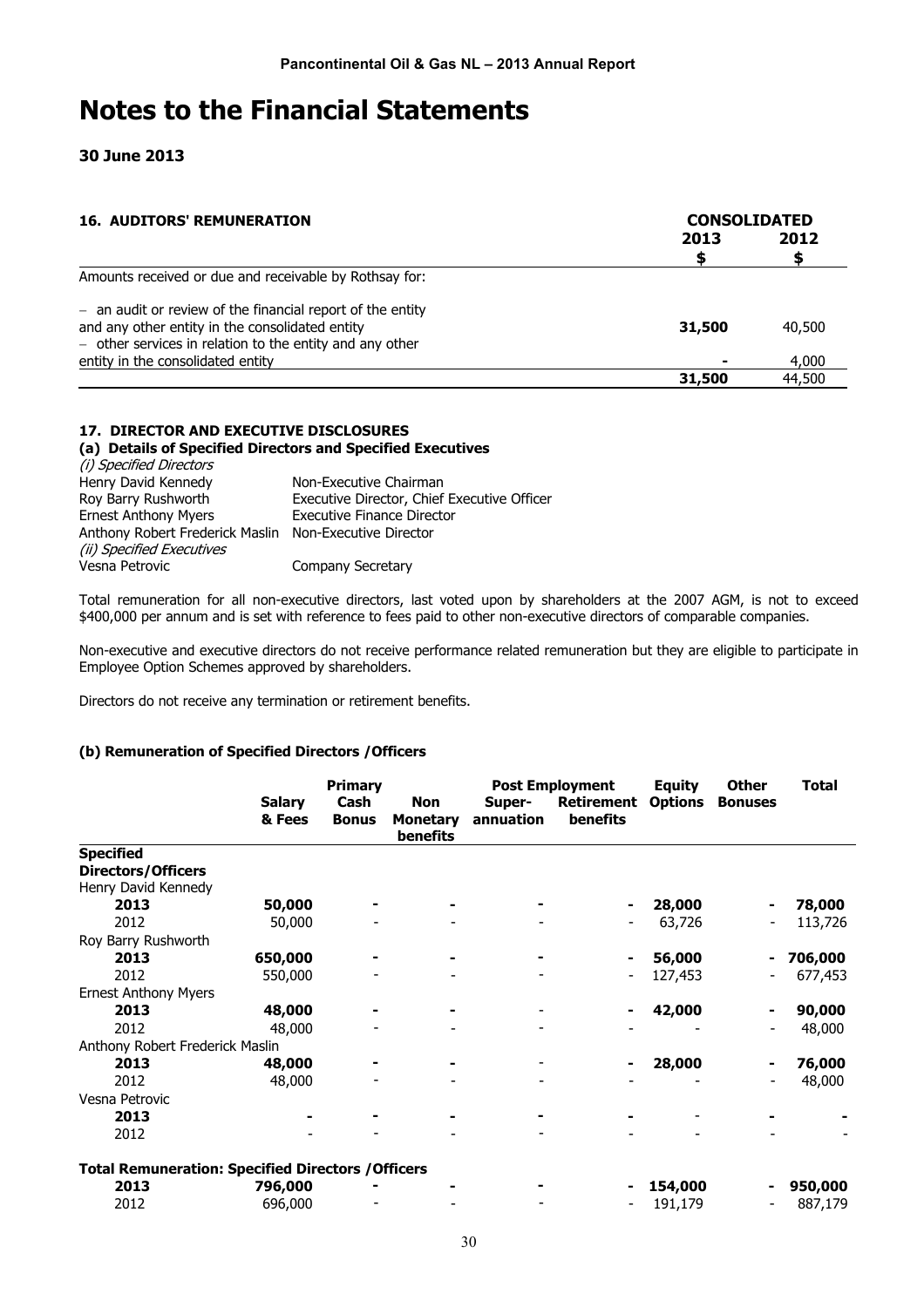# Notes to the Financial Statements

**30 June 2013**

| **16. AUDITORS' REMUNERATION** | **CONSOLIDATED** | |
|---|---|---|
| | **2013** | **2012** |
| | **$** | **$** |
| Amounts received or due and receivable by Rothsay for: | | |
| – an audit or review of the financial report of the entity and any other entity in the consolidated entity | **31,500** | 40,500 |
| – other services in relation to the entity and any other entity in the consolidated entity | **-** | 4,000 |
| | **31,500** | 44,500 |

### 17. DIRECTOR AND EXECUTIVE DISCLOSURES

**(a) Details of Specified Directors and Specified Executives**

*(i) Specified Directors*

| | |
|---|---|
| Henry David Kennedy | Non-Executive Chairman |
| Roy Barry Rushworth | Executive Director, Chief Executive Officer |
| Ernest Anthony Myers | Executive Finance Director |
| Anthony Robert Frederick Maslin | Non-Executive Director |

*(ii) Specified Executives*

| | |
|---|---|
| Vesna Petrovic | Company Secretary |

Total remuneration for all non-executive directors, last voted upon by shareholders at the 2007 AGM, is not to exceed $400,000 per annum and is set with reference to fees paid to other non-executive directors of comparable companies.

Non-executive and executive directors do not receive performance related remuneration but they are eligible to participate in Employee Option Schemes approved by shareholders.

Directors do not receive any termination or retirement benefits.

**(b) Remuneration of Specified Directors /Officers**

| | **Primary** | | | **Post Employment** | | **Equity** | **Other** | **Total** |
|---|---|---|---|---|---|---|---|---|
| | **Salary & Fees** | **Cash Bonus** | **Non Monetary benefits** | **Super-annuation** | **Retirement benefits** | **Options** | **Bonuses** | |
| **Specified Directors/Officers** | | | | | | | | |
| Henry David Kennedy | | | | | | | | |
| **2013** | **50,000** | **-** | **-** | **-** | **-** | **28,000** | **-** | **78,000** |
| 2012 | 50,000 | - | - | - | - | 63,726 | - | 113,726 |
| Roy Barry Rushworth | | | | | | | | |
| **2013** | **650,000** | **-** | **-** | **-** | **-** | **56,000** | **-** | **706,000** |
| 2012 | 550,000 | - | - | - | - | 127,453 | - | 677,453 |
| Ernest Anthony Myers | | | | | | | | |
| **2013** | **48,000** | **-** | **-** | - | **-** | **42,000** | **-** | **90,000** |
| 2012 | 48,000 | - | - | - | - | - | - | 48,000 |
| Anthony Robert Frederick Maslin | | | | | | | | |
| **2013** | **48,000** | **-** | **-** | - | **-** | **28,000** | **-** | **76,000** |
| 2012 | 48,000 | - | - | - | - | - | - | 48,000 |
| Vesna Petrovic | | | | | | | | |
| **2013** | **-** | **-** | **-** | **-** | **-** | - | **-** | **-** |
| 2012 | - | - | - | - | - | - | - | - |
| **Total Remuneration: Specified Directors /Officers** | | | | | | | | |
| **2013** | **796,000** | **-** | **-** | **-** | **-** | **154,000** | **-** | **950,000** |
| 2012 | 696,000 | - | - | - | - | 191,179 | - | 887,179 |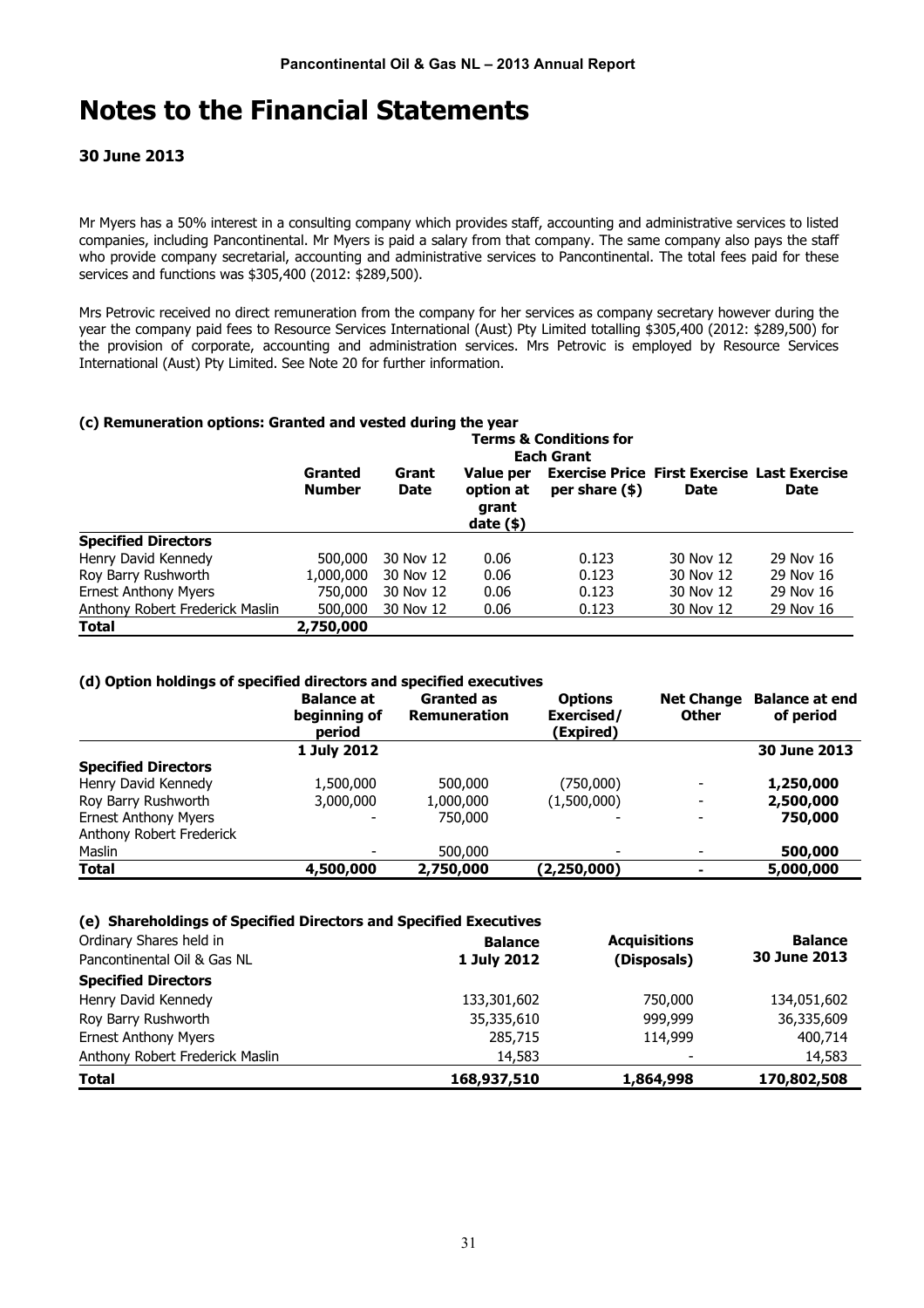# Notes to the Financial Statements

### 30 June 2013

Mr Myers has a 50% interest in a consulting company which provides staff, accounting and administrative services to listed companies, including Pancontinental. Mr Myers is paid a salary from that company. The same company also pays the staff who provide company secretarial, accounting and administrative services to Pancontinental. The total fees paid for these services and functions was $305,400 (2012: $289,500).

Mrs Petrovic received no direct remuneration from the company for her services as company secretary however during the year the company paid fees to Resource Services International (Aust) Pty Limited totalling $305,400 (2012: $289,500) for the provision of corporate, accounting and administration services. Mrs Petrovic is employed by Resource Services International (Aust) Pty Limited. See Note 20 for further information.

**(c) Remuneration options: Granted and vested during the year**

| | Granted Number | Grant Date | Terms & Conditions for Each Grant | | | |
|---|---|---|---|---|---|---|
| | | | Value per option at grant date ($) | Exercise Price per share ($) | First Exercise Date | Last Exercise Date |
| **Specified Directors** | | | | | | |
| Henry David Kennedy | 500,000 | 30 Nov 12 | 0.06 | 0.123 | 30 Nov 12 | 29 Nov 16 |
| Roy Barry Rushworth | 1,000,000 | 30 Nov 12 | 0.06 | 0.123 | 30 Nov 12 | 29 Nov 16 |
| Ernest Anthony Myers | 750,000 | 30 Nov 12 | 0.06 | 0.123 | 30 Nov 12 | 29 Nov 16 |
| Anthony Robert Frederick Maslin | 500,000 | 30 Nov 12 | 0.06 | 0.123 | 30 Nov 12 | 29 Nov 16 |
| **Total** | **2,750,000** | | | | | |

**(d) Option holdings of specified directors and specified executives**

| | Balance at beginning of period | Granted as Remuneration | Options Exercised/ (Expired) | Net Change Other | Balance at end of period |
|---|---|---|---|---|---|
| | **1 July 2012** | | | | **30 June 2013** |
| **Specified Directors** | | | | | |
| Henry David Kennedy | 1,500,000 | 500,000 | (750,000) | - | **1,250,000** |
| Roy Barry Rushworth | 3,000,000 | 1,000,000 | (1,500,000) | - | **2,500,000** |
| Ernest Anthony Myers | - | 750,000 | - | - | **750,000** |
| Anthony Robert Frederick Maslin | - | 500,000 | - | - | **500,000** |
| **Total** | **4,500,000** | **2,750,000** | **(2,250,000)** | **-** | **5,000,000** |

**(e) Shareholdings of Specified Directors and Specified Executives**

| Ordinary Shares held in Pancontinental Oil & Gas NL | Balance 1 July 2012 | Acquisitions (Disposals) | Balance 30 June 2013 |
|---|---|---|---|
| **Specified Directors** | | | |
| Henry David Kennedy | 133,301,602 | 750,000 | 134,051,602 |
| Roy Barry Rushworth | 35,335,610 | 999,999 | 36,335,609 |
| Ernest Anthony Myers | 285,715 | 114,999 | 400,714 |
| Anthony Robert Frederick Maslin | 14,583 | - | 14,583 |
| **Total** | **168,937,510** | **1,864,998** | **170,802,508** |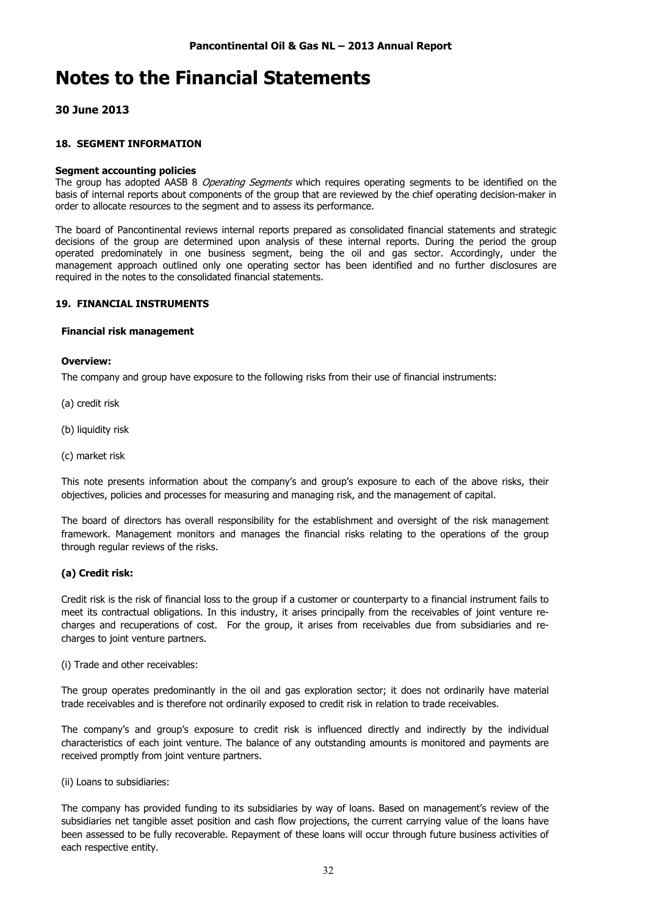# Notes to the Financial Statements

## 30 June 2013

### 18. SEGMENT INFORMATION

**Segment accounting policies**

The group has adopted AASB 8 *Operating Segments* which requires operating segments to be identified on the basis of internal reports about components of the group that are reviewed by the chief operating decision-maker in order to allocate resources to the segment and to assess its performance.

The board of Pancontinental reviews internal reports prepared as consolidated financial statements and strategic decisions of the group are determined upon analysis of these internal reports. During the period the group operated predominately in one business segment, being the oil and gas sector. Accordingly, under the management approach outlined only one operating sector has been identified and no further disclosures are required in the notes to the consolidated financial statements.

### 19. FINANCIAL INSTRUMENTS

**Financial risk management**

**Overview:**

The company and group have exposure to the following risks from their use of financial instruments:

(a) credit risk

(b) liquidity risk

(c) market risk

This note presents information about the company's and group's exposure to each of the above risks, their objectives, policies and processes for measuring and managing risk, and the management of capital.

The board of directors has overall responsibility for the establishment and oversight of the risk management framework. Management monitors and manages the financial risks relating to the operations of the group through regular reviews of the risks.

**(a) Credit risk:**

Credit risk is the risk of financial loss to the group if a customer or counterparty to a financial instrument fails to meet its contractual obligations. In this industry, it arises principally from the receivables of joint venture re-charges and recuperations of cost. For the group, it arises from receivables due from subsidiaries and re-charges to joint venture partners.

(i) Trade and other receivables:

The group operates predominantly in the oil and gas exploration sector; it does not ordinarily have material trade receivables and is therefore not ordinarily exposed to credit risk in relation to trade receivables.

The company's and group's exposure to credit risk is influenced directly and indirectly by the individual characteristics of each joint venture. The balance of any outstanding amounts is monitored and payments are received promptly from joint venture partners.

(ii) Loans to subsidiaries:

The company has provided funding to its subsidiaries by way of loans. Based on management's review of the subsidiaries net tangible asset position and cash flow projections, the current carrying value of the loans have been assessed to be fully recoverable. Repayment of these loans will occur through future business activities of each respective entity.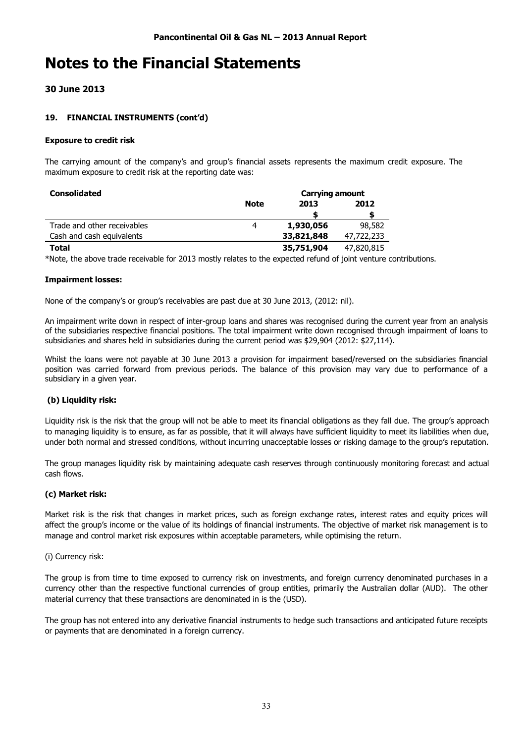# Notes to the Financial Statements

## 30 June 2013

### 19. FINANCIAL INSTRUMENTS (cont'd)

**Exposure to credit risk**

The carrying amount of the company's and group's financial assets represents the maximum credit exposure. The maximum exposure to credit risk at the reporting date was:

| Consolidated | | Carrying amount | |
|---|---|---|---|
| | Note | 2013 | 2012 |
| | | $ | $ |
| Trade and other receivables | 4 | **1,930,056** | 98,582 |
| Cash and cash equivalents | | **33,821,848** | 47,722,233 |
| **Total** | | **35,751,904** | 47,820,815 |

*Note, the above trade receivable for 2013 mostly relates to the expected refund of joint venture contributions.

**Impairment losses:**

None of the company's or group's receivables are past due at 30 June 2013, (2012: nil).

An impairment write down in respect of inter-group loans and shares was recognised during the current year from an analysis of the subsidiaries respective financial positions. The total impairment write down recognised through impairment of loans to subsidiaries and shares held in subsidiaries during the current period was $29,904 (2012: $27,114).

Whilst the loans were not payable at 30 June 2013 a provision for impairment based/reversed on the subsidiaries financial position was carried forward from previous periods. The balance of this provision may vary due to performance of a subsidiary in a given year.

**(b) Liquidity risk:**

Liquidity risk is the risk that the group will not be able to meet its financial obligations as they fall due. The group's approach to managing liquidity is to ensure, as far as possible, that it will always have sufficient liquidity to meet its liabilities when due, under both normal and stressed conditions, without incurring unacceptable losses or risking damage to the group's reputation.

The group manages liquidity risk by maintaining adequate cash reserves through continuously monitoring forecast and actual cash flows.

**(c) Market risk:**

Market risk is the risk that changes in market prices, such as foreign exchange rates, interest rates and equity prices will affect the group's income or the value of its holdings of financial instruments. The objective of market risk management is to manage and control market risk exposures within acceptable parameters, while optimising the return.

(i) Currency risk:

The group is from time to time exposed to currency risk on investments, and foreign currency denominated purchases in a currency other than the respective functional currencies of group entities, primarily the Australian dollar (AUD). The other material currency that these transactions are denominated in is the (USD).

The group has not entered into any derivative financial instruments to hedge such transactions and anticipated future receipts or payments that are denominated in a foreign currency.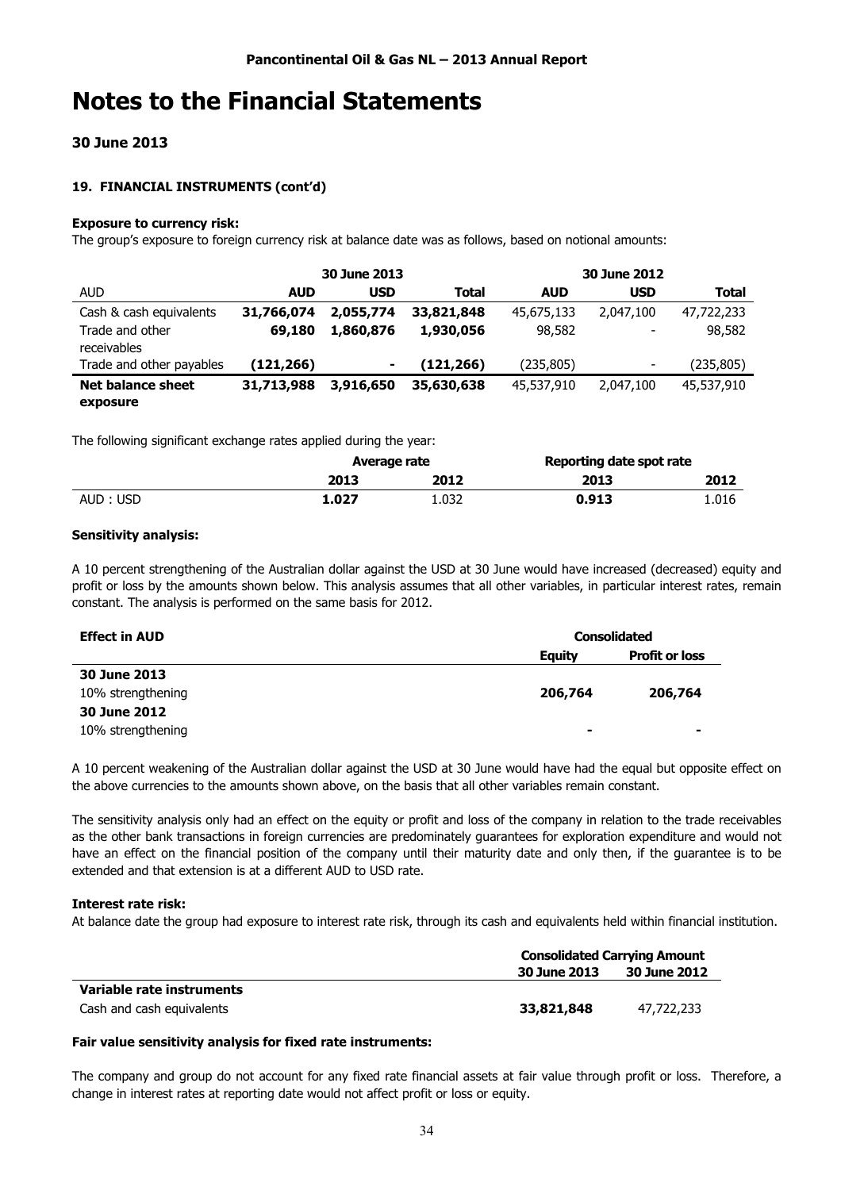# Notes to the Financial Statements

## 30 June 2013

### 19. FINANCIAL INSTRUMENTS (cont'd)

**Exposure to currency risk:**

The group's exposure to foreign currency risk at balance date was as follows, based on notional amounts:

| | 30 June 2013 | | | 30 June 2012 | | |
|---|---|---|---|---|---|---|
| AUD | **AUD** | **USD** | **Total** | **AUD** | **USD** | **Total** |
| Cash & cash equivalents | **31,766,074** | **2,055,774** | **33,821,848** | 45,675,133 | 2,047,100 | 47,722,233 |
| Trade and other receivables | **69,180** | **1,860,876** | **1,930,056** | 98,582 | - | 98,582 |
| Trade and other payables | **(121,266)** | **-** | **(121,266)** | (235,805) | - | (235,805) |
| **Net balance sheet exposure** | **31,713,988** | **3,916,650** | **35,630,638** | 45,537,910 | 2,047,100 | 45,537,910 |

The following significant exchange rates applied during the year:

| | Average rate | | Reporting date spot rate | |
|---|---|---|---|---|
| | **2013** | **2012** | **2013** | **2012** |
| AUD : USD | **1.027** | 1.032 | **0.913** | 1.016 |

**Sensitivity analysis:**

A 10 percent strengthening of the Australian dollar against the USD at 30 June would have increased (decreased) equity and profit or loss by the amounts shown below. This analysis assumes that all other variables, in particular interest rates, remain constant. The analysis is performed on the same basis for 2012.

| Effect in AUD | Consolidated | |
|---|---|---|
| | **Equity** | **Profit or loss** |
| **30 June 2013** | | |
| 10% strengthening | **206,764** | **206,764** |
| **30 June 2012** | | |
| 10% strengthening | **-** | **-** |

A 10 percent weakening of the Australian dollar against the USD at 30 June would have had the equal but opposite effect on the above currencies to the amounts shown above, on the basis that all other variables remain constant.

The sensitivity analysis only had an effect on the equity or profit and loss of the company in relation to the trade receivables as the other bank transactions in foreign currencies are predominately guarantees for exploration expenditure and would not have an effect on the financial position of the company until their maturity date and only then, if the guarantee is to be extended and that extension is at a different AUD to USD rate.

**Interest rate risk:**

At balance date the group had exposure to interest rate risk, through its cash and equivalents held within financial institution.

| | Consolidated Carrying Amount | |
|---|---|---|
| | **30 June 2013** | **30 June 2012** |
| **Variable rate instruments** | | |
| Cash and cash equivalents | **33,821,848** | 47,722,233 |

**Fair value sensitivity analysis for fixed rate instruments:**

The company and group do not account for any fixed rate financial assets at fair value through profit or loss. Therefore, a change in interest rates at reporting date would not affect profit or loss or equity.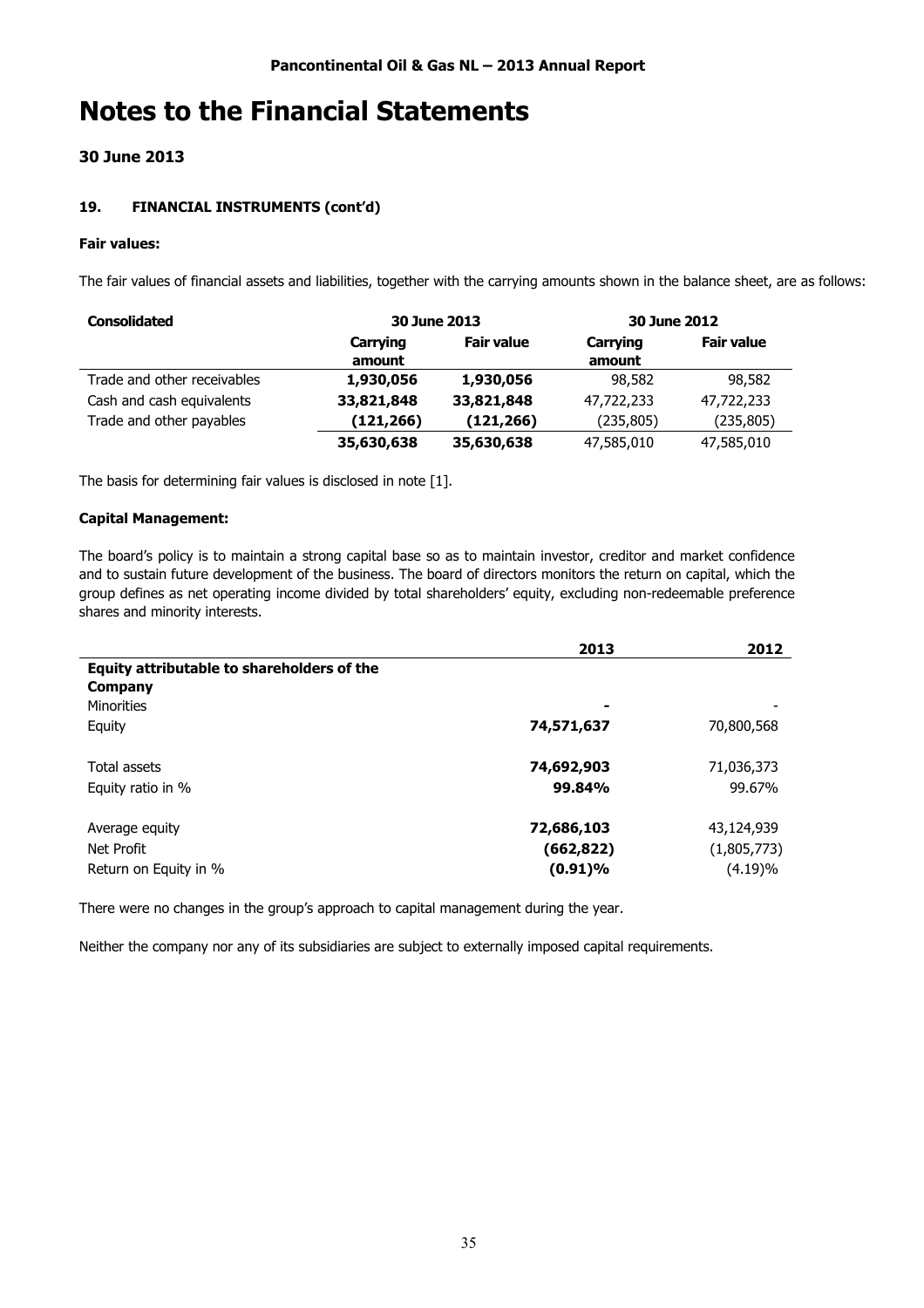# Notes to the Financial Statements

## 30 June 2013

### 19. FINANCIAL INSTRUMENTS (cont'd)

**Fair values:**

The fair values of financial assets and liabilities, together with the carrying amounts shown in the balance sheet, are as follows:

| **Consolidated** | **30 June 2013** | | **30 June 2012** | |
|---|---|---|---|---|
| | **Carrying amount** | **Fair value** | **Carrying amount** | **Fair value** |
| Trade and other receivables | **1,930,056** | **1,930,056** | 98,582 | 98,582 |
| Cash and cash equivalents | **33,821,848** | **33,821,848** | 47,722,233 | 47,722,233 |
| Trade and other payables | **(121,266)** | **(121,266)** | (235,805) | (235,805) |
| | **35,630,638** | **35,630,638** | 47,585,010 | 47,585,010 |

The basis for determining fair values is disclosed in note [1].

**Capital Management:**

The board's policy is to maintain a strong capital base so as to maintain investor, creditor and market confidence and to sustain future development of the business. The board of directors monitors the return on capital, which the group defines as net operating income divided by total shareholders' equity, excluding non-redeemable preference shares and minority interests.

| | **2013** | **2012** |
|---|---|---|
| **Equity attributable to shareholders of the Company** | | |
| Minorities | **-** | - |
| Equity | **74,571,637** | 70,800,568 |
| | | |
| Total assets | **74,692,903** | 71,036,373 |
| Equity ratio in % | **99.84%** | 99.67% |
| | | |
| Average equity | **72,686,103** | 43,124,939 |
| Net Profit | **(662,822)** | (1,805,773) |
| Return on Equity in % | **(0.91)%** | (4.19)% |

There were no changes in the group's approach to capital management during the year.

Neither the company nor any of its subsidiaries are subject to externally imposed capital requirements.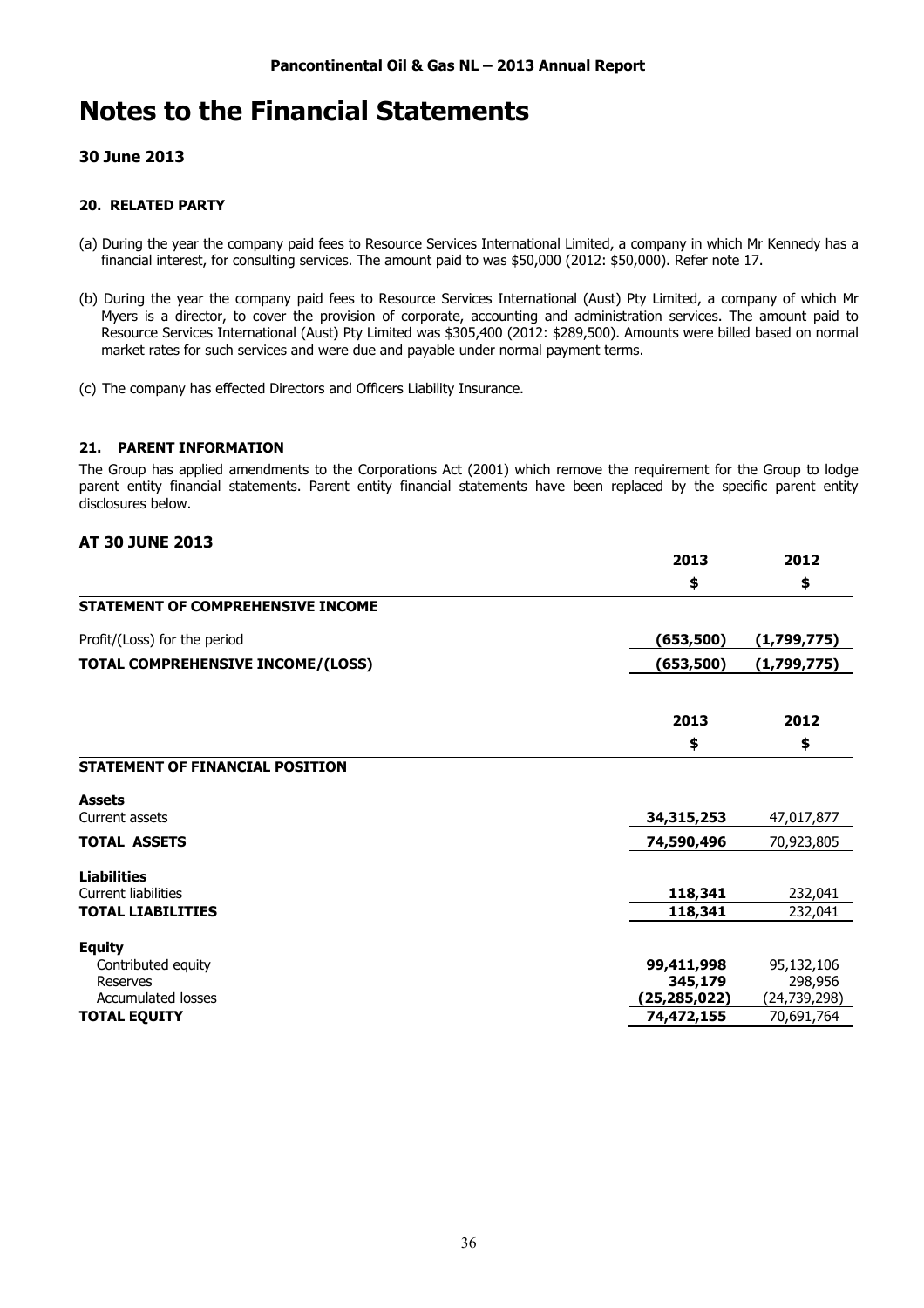# Notes to the Financial Statements

### 30 June 2013

#### 20. RELATED PARTY

(a) During the year the company paid fees to Resource Services International Limited, a company in which Mr Kennedy has a financial interest, for consulting services. The amount paid to was $50,000 (2012: $50,000). Refer note 17.

(b) During the year the company paid fees to Resource Services International (Aust) Pty Limited, a company of which Mr Myers is a director, to cover the provision of corporate, accounting and administration services. The amount paid to Resource Services International (Aust) Pty Limited was $305,400 (2012: $289,500). Amounts were billed based on normal market rates for such services and were due and payable under normal payment terms.

(c) The company has effected Directors and Officers Liability Insurance.

#### 21. PARENT INFORMATION

The Group has applied amendments to the Corporations Act (2001) which remove the requirement for the Group to lodge parent entity financial statements. Parent entity financial statements have been replaced by the specific parent entity disclosures below.

### AT 30 JUNE 2013

| | 2013 | 2012 |
|---|---|---|
| | $ | $ |
| **STATEMENT OF COMPREHENSIVE INCOME** | | |
| Profit/(Loss) for the period | **(653,500)** | **(1,799,775)** |
| **TOTAL COMPREHENSIVE INCOME/(LOSS)** | **(653,500)** | **(1,799,775)** |

| | 2013 | 2012 |
|---|---|---|
| | $ | $ |
| **STATEMENT OF FINANCIAL POSITION** | | |
| **Assets** | | |
| Current assets | **34,315,253** | 47,017,877 |
| **TOTAL ASSETS** | **74,590,496** | 70,923,805 |
| **Liabilities** | | |
| Current liabilities | **118,341** | 232,041 |
| **TOTAL LIABILITIES** | **118,341** | 232,041 |
| **Equity** | | |
| Contributed equity | **99,411,998** | 95,132,106 |
| Reserves | **345,179** | 298,956 |
| Accumulated losses | **(25,285,022)** | (24,739,298) |
| **TOTAL EQUITY** | **74,472,155** | 70,691,764 |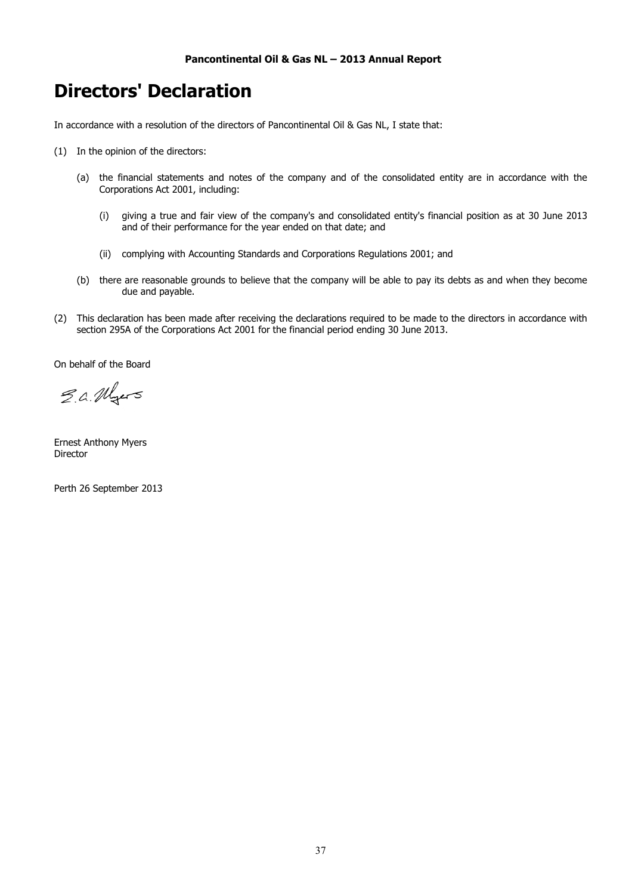# Directors' Declaration

In accordance with a resolution of the directors of Pancontinental Oil & Gas NL, I state that:

(1) In the opinion of the directors:

(a) the financial statements and notes of the company and of the consolidated entity are in accordance with the Corporations Act 2001, including:

(i) giving a true and fair view of the company's and consolidated entity's financial position as at 30 June 2013 and of their performance for the year ended on that date; and

(ii) complying with Accounting Standards and Corporations Regulations 2001; and

(b) there are reasonable grounds to believe that the company will be able to pay its debts as and when they become due and payable.

(2) This declaration has been made after receiving the declarations required to be made to the directors in accordance with section 295A of the Corporations Act 2001 for the financial period ending 30 June 2013.

On behalf of the Board

E.A. Myers

Ernest Anthony Myers
Director

Perth 26 September 2013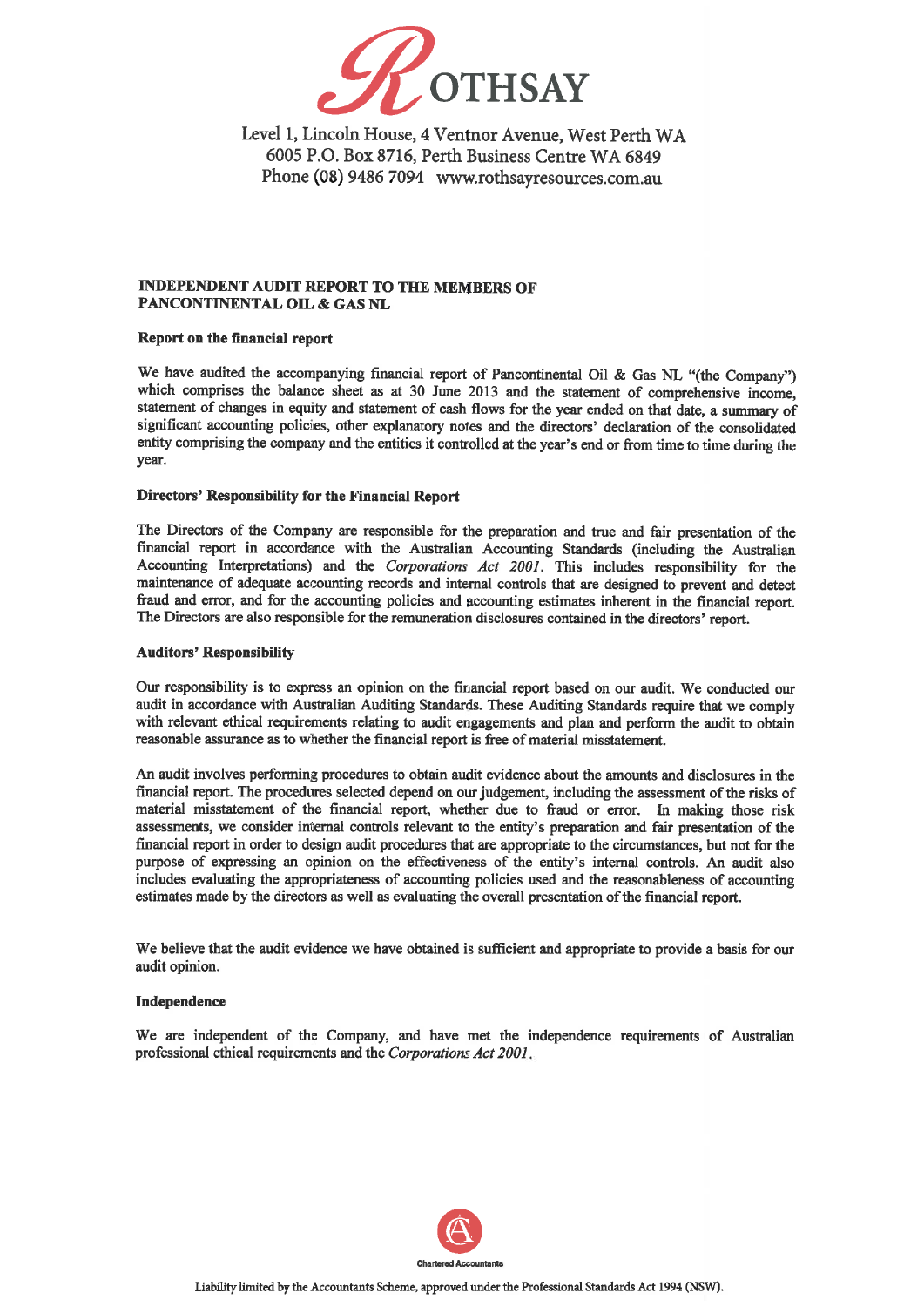ROTHSAY

Level 1, Lincoln House, 4 Ventnor Avenue, West Perth WA 6005 P.O. Box 8716, Perth Business Centre WA 6849
Phone (08) 9486 7094 www.rothsayresources.com.au

**INDEPENDENT AUDIT REPORT TO THE MEMBERS OF PANCONTINENTAL OIL & GAS NL**

**Report on the financial report**

We have audited the accompanying financial report of Pancontinental Oil & Gas NL "(the Company") which comprises the balance sheet as at 30 June 2013 and the statement of comprehensive income, statement of changes in equity and statement of cash flows for the year ended on that date, a summary of significant accounting policies, other explanatory notes and the directors' declaration of the consolidated entity comprising the company and the entities it controlled at the year's end or from time to time during the year.

**Directors' Responsibility for the Financial Report**

The Directors of the Company are responsible for the preparation and true and fair presentation of the financial report in accordance with the Australian Accounting Standards (including the Australian Accounting Interpretations) and the *Corporations Act 2001*. This includes responsibility for the maintenance of adequate accounting records and internal controls that are designed to prevent and detect fraud and error, and for the accounting policies and accounting estimates inherent in the financial report. The Directors are also responsible for the remuneration disclosures contained in the directors' report.

**Auditors' Responsibility**

Our responsibility is to express an opinion on the financial report based on our audit. We conducted our audit in accordance with Australian Auditing Standards. These Auditing Standards require that we comply with relevant ethical requirements relating to audit engagements and plan and perform the audit to obtain reasonable assurance as to whether the financial report is free of material misstatement.

An audit involves performing procedures to obtain audit evidence about the amounts and disclosures in the financial report. The procedures selected depend on our judgement, including the assessment of the risks of material misstatement of the financial report, whether due to fraud or error. In making those risk assessments, we consider internal controls relevant to the entity's preparation and fair presentation of the financial report in order to design audit procedures that are appropriate to the circumstances, but not for the purpose of expressing an opinion on the effectiveness of the entity's internal controls. An audit also includes evaluating the appropriateness of accounting policies used and the reasonableness of accounting estimates made by the directors as well as evaluating the overall presentation of the financial report.

We believe that the audit evidence we have obtained is sufficient and appropriate to provide a basis for our audit opinion.

**Independence**

We are independent of the Company, and have met the independence requirements of Australian professional ethical requirements and the *Corporations Act 2001*.

Chartered Accountants

Liability limited by the Accountants Scheme, approved under the Professional Standards Act 1994 (NSW).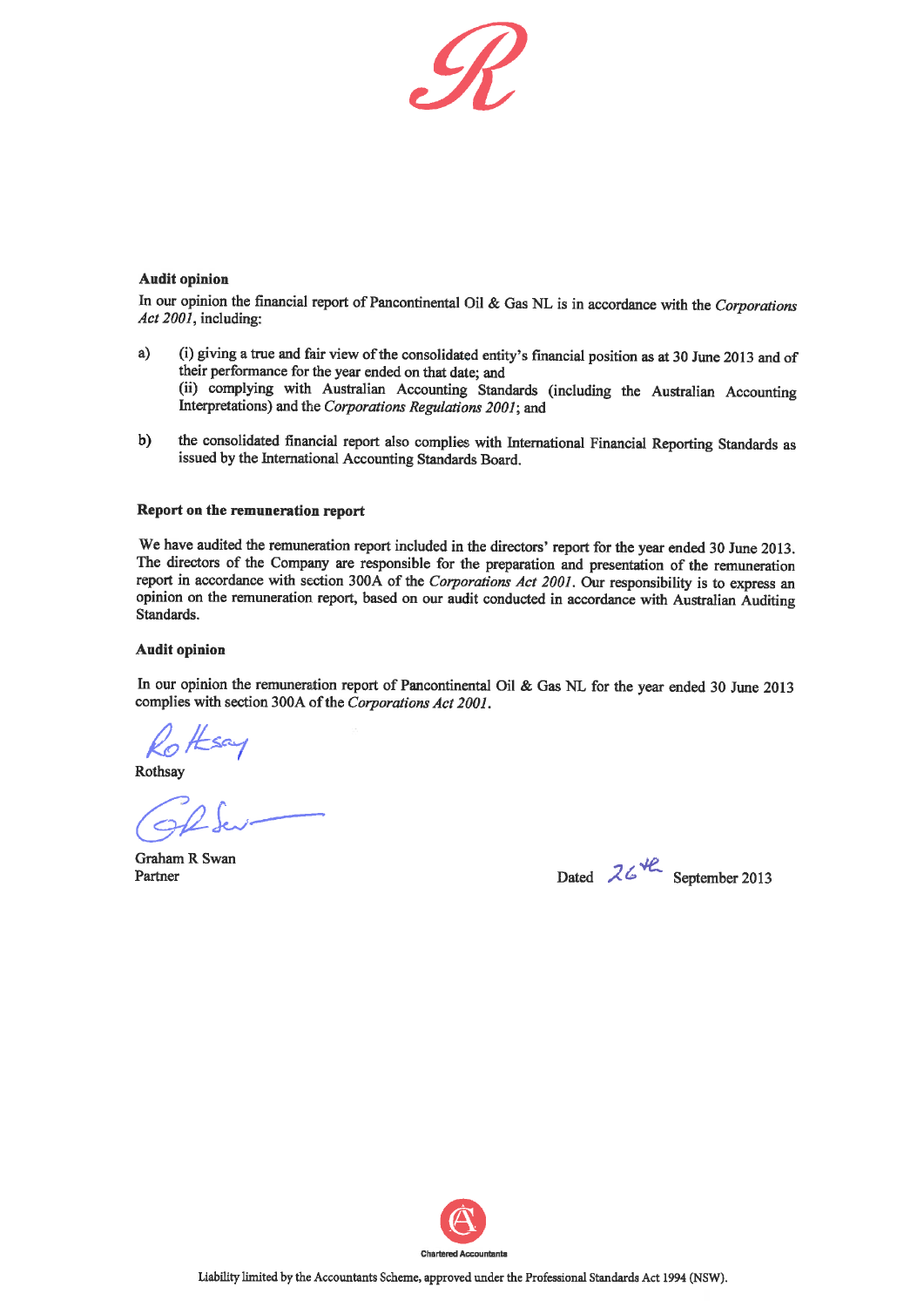### Audit opinion

In our opinion the financial report of Pancontinental Oil & Gas NL is in accordance with the *Corporations Act 2001*, including:

a) (i) giving a true and fair view of the consolidated entity's financial position as at 30 June 2013 and of their performance for the year ended on that date; and
(ii) complying with Australian Accounting Standards (including the Australian Accounting Interpretations) and the *Corporations Regulations 2001*; and

b) the consolidated financial report also complies with International Financial Reporting Standards as issued by the International Accounting Standards Board.

### Report on the remuneration report

We have audited the remuneration report included in the directors' report for the year ended 30 June 2013. The directors of the Company are responsible for the preparation and presentation of the remuneration report in accordance with section 300A of the *Corporations Act 2001*. Our responsibility is to express an opinion on the remuneration report, based on our audit conducted in accordance with Australian Auditing Standards.

### Audit opinion

In our opinion the remuneration report of Pancontinental Oil & Gas NL for the year ended 30 June 2013 complies with section 300A of the *Corporations Act 2001*.

Rothsay

Graham R Swan
Partner

Dated 26th September 2013

Chartered Accountants

Liability limited by the Accountants Scheme, approved under the Professional Standards Act 1994 (NSW).